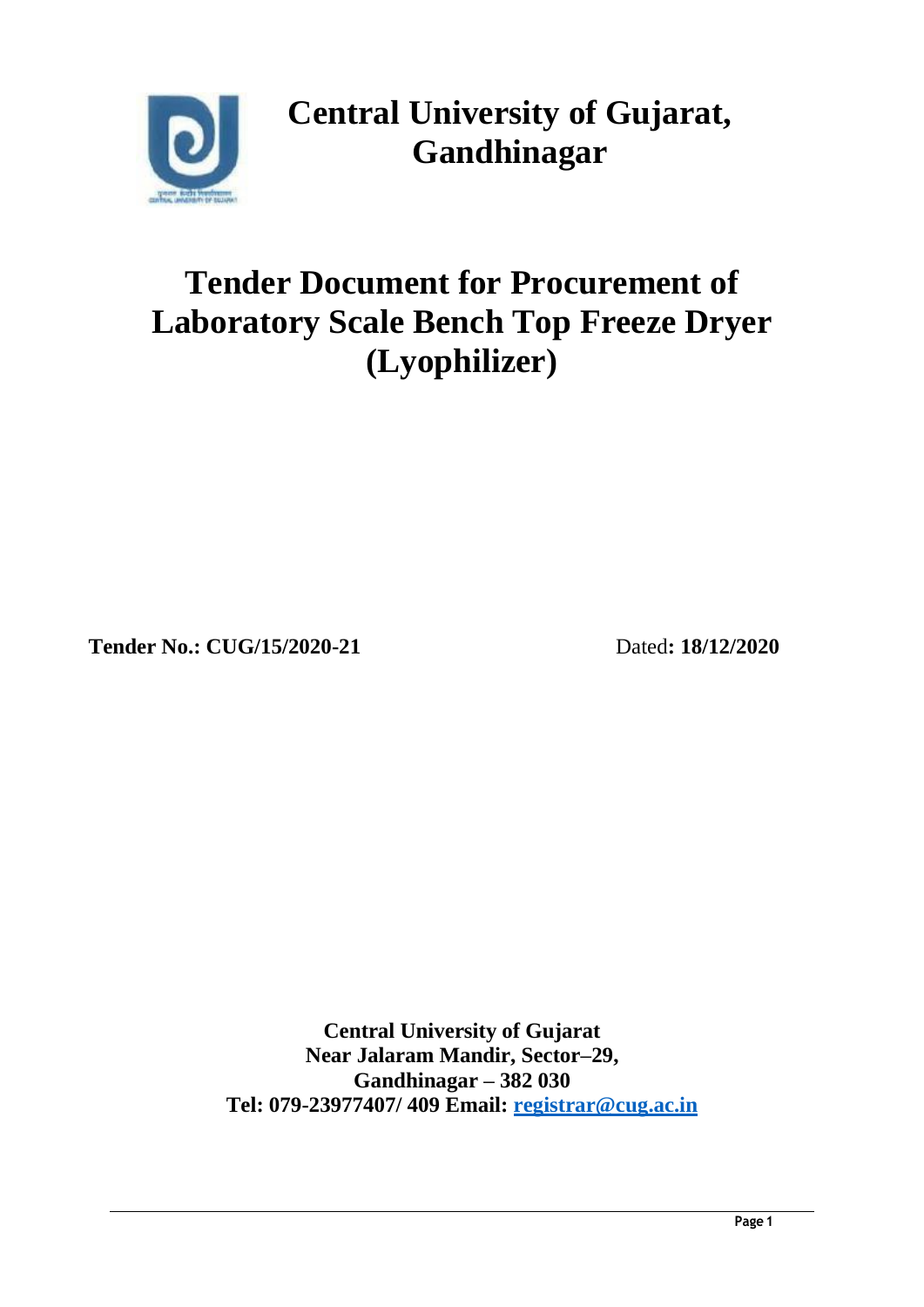# Central University of Gujarat, Gandhinagar

# Tender Document for Procurement of Laboratory Scale Bench Top Freeze Dryer (Lyophilizer)

**Tender No.: CUG/15/2020-21** Dated**: 18/12/2020**

**Central University of Gujarat**
**Near Jalaram Mandir, Sector–29,**
**Gandhinagar – 382 030**
**Tel: 079-23977407/ 409 Email: [registrar@cug.ac.in](mailto:registrar@cug.ac.in)**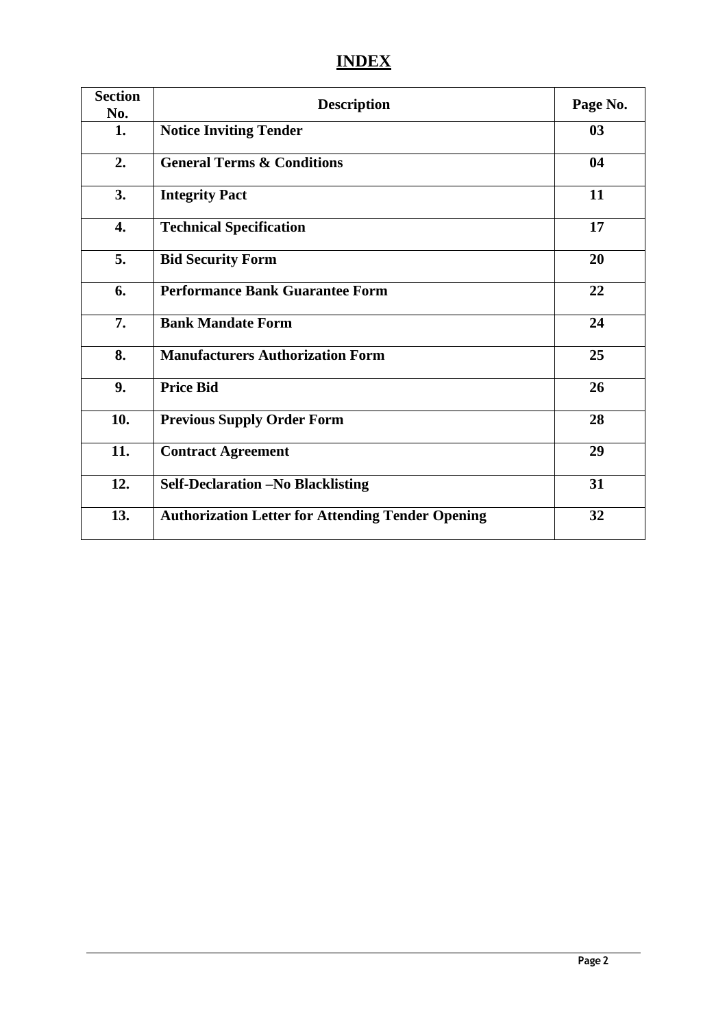# INDEX

| Section No. | Description | Page No. |
|---|---|---|
| 1. | **Notice Inviting Tender** | 03 |
| 2. | **General Terms & Conditions** | 04 |
| 3. | **Integrity Pact** | 11 |
| 4. | **Technical Specification** | 17 |
| 5. | **Bid Security Form** | 20 |
| 6. | **Performance Bank Guarantee Form** | 22 |
| 7. | **Bank Mandate Form** | 24 |
| 8. | **Manufacturers Authorization Form** | 25 |
| 9. | **Price Bid** | 26 |
| 10. | **Previous Supply Order Form** | 28 |
| 11. | **Contract Agreement** | 29 |
| 12. | **Self-Declaration –No Blacklisting** | 31 |
| 13. | **Authorization Letter for Attending Tender Opening** | 32 |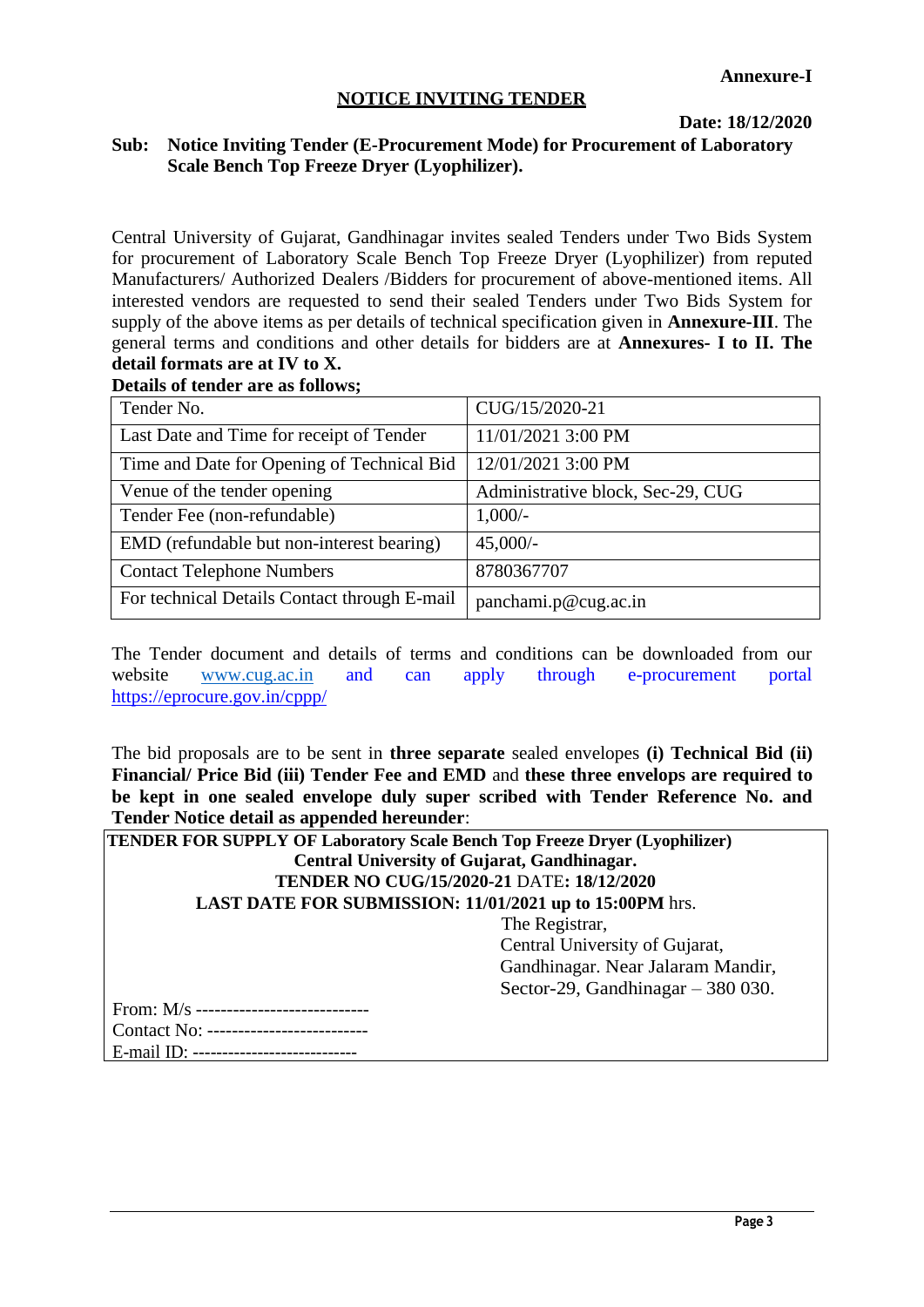**Annexure-I**

## NOTICE INVITING TENDER

**Date: 18/12/2020**

**Sub: Notice Inviting Tender (E-Procurement Mode) for Procurement of Laboratory Scale Bench Top Freeze Dryer (Lyophilizer).**

Central University of Gujarat, Gandhinagar invites sealed Tenders under Two Bids System for procurement of Laboratory Scale Bench Top Freeze Dryer (Lyophilizer) from reputed Manufacturers/ Authorized Dealers /Bidders for procurement of above-mentioned items. All interested vendors are requested to send their sealed Tenders under Two Bids System for supply of the above items as per details of technical specification given in **Annexure-III**. The general terms and conditions and other details for bidders are at **Annexures- I to II. The detail formats are at IV to X.**

**Details of tender are as follows;**

| | |
|---|---|
| Tender No. | CUG/15/2020-21 |
| Last Date and Time for receipt of Tender | 11/01/2021 3:00 PM |
| Time and Date for Opening of Technical Bid | 12/01/2021 3:00 PM |
| Venue of the tender opening | Administrative block, Sec-29, CUG |
| Tender Fee (non-refundable) | 1,000/- |
| EMD (refundable but non-interest bearing) | 45,000/- |
| Contact Telephone Numbers | 8780367707 |
| For technical Details Contact through E-mail | panchami.p@cug.ac.in |

The Tender document and details of terms and conditions can be downloaded from our website www.cug.ac.in and can apply through e-procurement portal https://eprocure.gov.in/cppp/

The bid proposals are to be sent in **three separate** sealed envelopes **(i) Technical Bid (ii) Financial/ Price Bid (iii) Tender Fee and EMD** and **these three envelops are required to be kept in one sealed envelope duly super scribed with Tender Reference No. and Tender Notice detail as appended hereunder**:

**TENDER FOR SUPPLY OF Laboratory Scale Bench Top Freeze Dryer (Lyophilizer)**
**Central University of Gujarat, Gandhinagar.**
**TENDER NO CUG/15/2020-21** DATE**: 18/12/2020**
**LAST DATE FOR SUBMISSION: 11/01/2021 up to 15:00PM** hrs.

The Registrar,
Central University of Gujarat,
Gandhinagar. Near Jalaram Mandir,
Sector-29, Gandhinagar – 380 030.

From: M/s ----------------------------
Contact No: -------------------------
E-mail ID: ---------------------------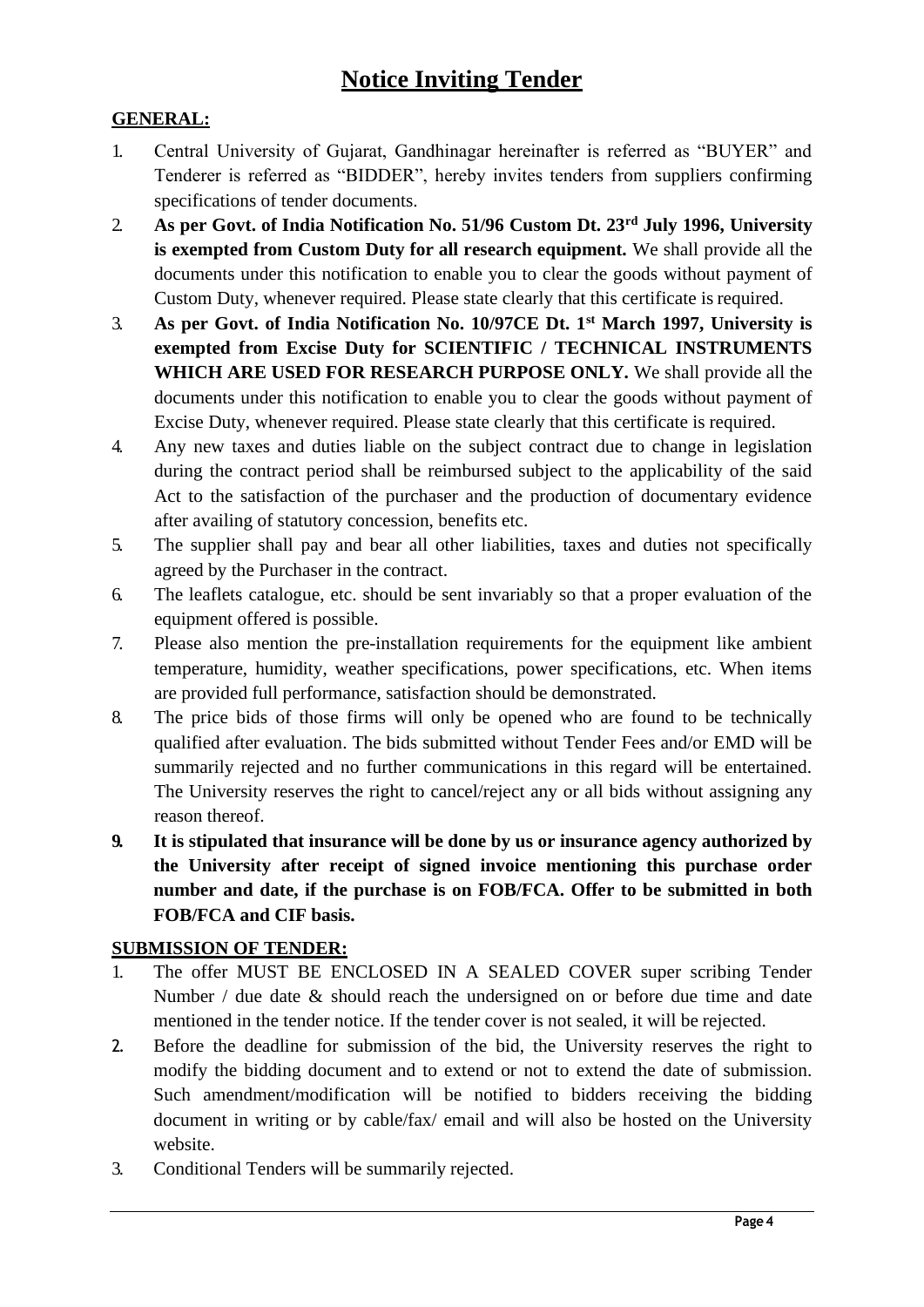# Notice Inviting Tender

## GENERAL:

1. Central University of Gujarat, Gandhinagar hereinafter is referred as "BUYER" and Tenderer is referred as "BIDDER", hereby invites tenders from suppliers confirming specifications of tender documents.
2. **As per Govt. of India Notification No. 51/96 Custom Dt. 23rd July 1996, University is exempted from Custom Duty for all research equipment.** We shall provide all the documents under this notification to enable you to clear the goods without payment of Custom Duty, whenever required. Please state clearly that this certificate is required.
3. **As per Govt. of India Notification No. 10/97CE Dt. 1st March 1997, University is exempted from Excise Duty for SCIENTIFIC / TECHNICAL INSTRUMENTS WHICH ARE USED FOR RESEARCH PURPOSE ONLY.** We shall provide all the documents under this notification to enable you to clear the goods without payment of Excise Duty, whenever required. Please state clearly that this certificate is required.
4. Any new taxes and duties liable on the subject contract due to change in legislation during the contract period shall be reimbursed subject to the applicability of the said Act to the satisfaction of the purchaser and the production of documentary evidence after availing of statutory concession, benefits etc.
5. The supplier shall pay and bear all other liabilities, taxes and duties not specifically agreed by the Purchaser in the contract.
6. The leaflets catalogue, etc. should be sent invariably so that a proper evaluation of the equipment offered is possible.
7. Please also mention the pre-installation requirements for the equipment like ambient temperature, humidity, weather specifications, power specifications, etc. When items are provided full performance, satisfaction should be demonstrated.
8. The price bids of those firms will only be opened who are found to be technically qualified after evaluation. The bids submitted without Tender Fees and/or EMD will be summarily rejected and no further communications in this regard will be entertained. The University reserves the right to cancel/reject any or all bids without assigning any reason thereof.
9. **It is stipulated that insurance will be done by us or insurance agency authorized by the University after receipt of signed invoice mentioning this purchase order number and date, if the purchase is on FOB/FCA. Offer to be submitted in both FOB/FCA and CIF basis.**

## SUBMISSION OF TENDER:

1. The offer MUST BE ENCLOSED IN A SEALED COVER super scribing Tender Number / due date & should reach the undersigned on or before due time and date mentioned in the tender notice. If the tender cover is not sealed, it will be rejected.
2. Before the deadline for submission of the bid, the University reserves the right to modify the bidding document and to extend or not to extend the date of submission. Such amendment/modification will be notified to bidders receiving the bidding document in writing or by cable/fax/ email and will also be hosted on the University website.
3. Conditional Tenders will be summarily rejected.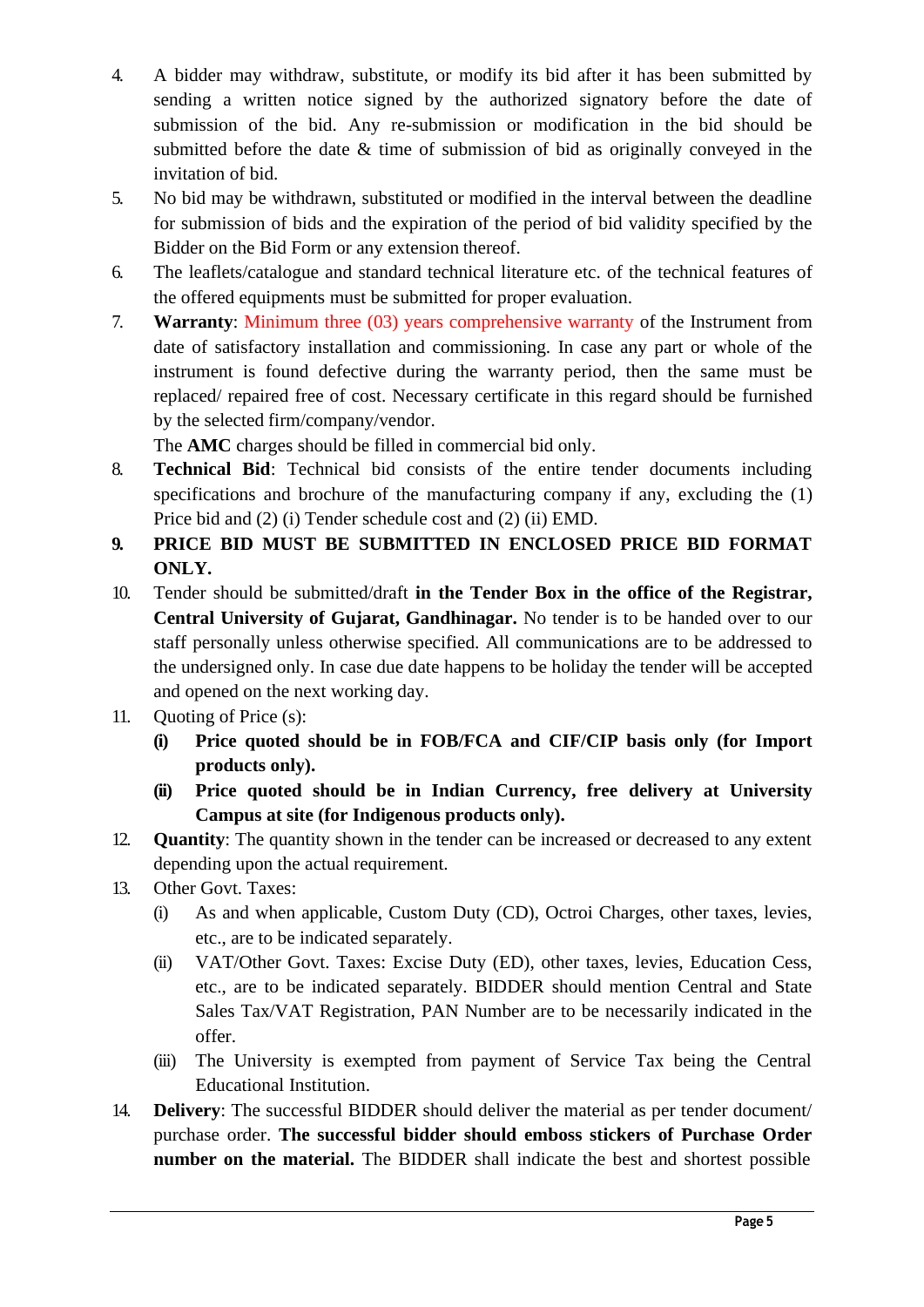4. A bidder may withdraw, substitute, or modify its bid after it has been submitted by sending a written notice signed by the authorized signatory before the date of submission of the bid. Any re-submission or modification in the bid should be submitted before the date & time of submission of bid as originally conveyed in the invitation of bid.
5. No bid may be withdrawn, substituted or modified in the interval between the deadline for submission of bids and the expiration of the period of bid validity specified by the Bidder on the Bid Form or any extension thereof.
6. The leaflets/catalogue and standard technical literature etc. of the technical features of the offered equipments must be submitted for proper evaluation.
7. **Warranty**: Minimum three (03) years comprehensive warranty of the Instrument from date of satisfactory installation and commissioning. In case any part or whole of the instrument is found defective during the warranty period, then the same must be replaced/ repaired free of cost. Necessary certificate in this regard should be furnished by the selected firm/company/vendor.

   The **AMC** charges should be filled in commercial bid only.
8. **Technical Bid**: Technical bid consists of the entire tender documents including specifications and brochure of the manufacturing company if any, excluding the (1) Price bid and (2) (i) Tender schedule cost and (2) (ii) EMD.
9. **PRICE BID MUST BE SUBMITTED IN ENCLOSED PRICE BID FORMAT ONLY.**
10. Tender should be submitted/draft **in the Tender Box in the office of the Registrar, Central University of Gujarat, Gandhinagar.** No tender is to be handed over to our staff personally unless otherwise specified. All communications are to be addressed to the undersigned only. In case due date happens to be holiday the tender will be accepted and opened on the next working day.
11. Quoting of Price (s):
    - **(i) Price quoted should be in FOB/FCA and CIF/CIP basis only (for Import products only).**
    - **(ii) Price quoted should be in Indian Currency, free delivery at University Campus at site (for Indigenous products only).**
12. **Quantity**: The quantity shown in the tender can be increased or decreased to any extent depending upon the actual requirement.
13. Other Govt. Taxes:
    - (i) As and when applicable, Custom Duty (CD), Octroi Charges, other taxes, levies, etc., are to be indicated separately.
    - (ii) VAT/Other Govt. Taxes: Excise Duty (ED), other taxes, levies, Education Cess, etc., are to be indicated separately. BIDDER should mention Central and State Sales Tax/VAT Registration, PAN Number are to be necessarily indicated in the offer.
    - (iii) The University is exempted from payment of Service Tax being the Central Educational Institution.
14. **Delivery**: The successful BIDDER should deliver the material as per tender document/ purchase order. **The successful bidder should emboss stickers of Purchase Order number on the material.** The BIDDER shall indicate the best and shortest possible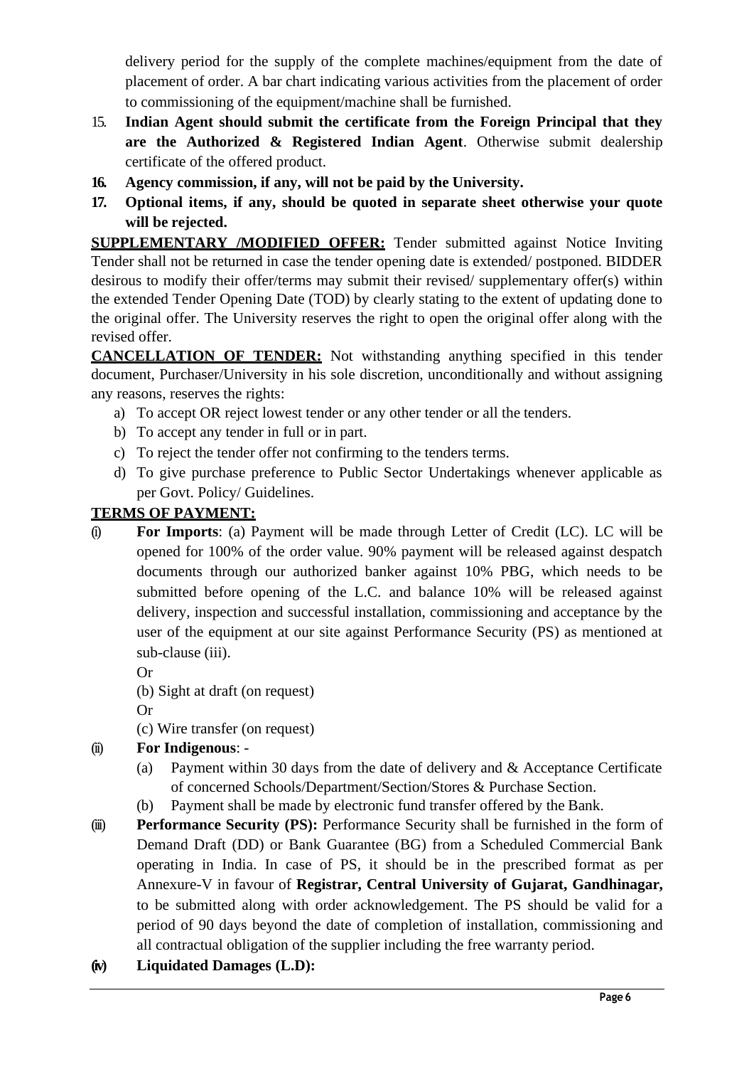delivery period for the supply of the complete machines/equipment from the date of placement of order. A bar chart indicating various activities from the placement of order to commissioning of the equipment/machine shall be furnished.

15. **Indian Agent should submit the certificate from the Foreign Principal that they are the Authorized & Registered Indian Agent**. Otherwise submit dealership certificate of the offered product.
16. **Agency commission, if any, will not be paid by the University.**
17. **Optional items, if any, should be quoted in separate sheet otherwise your quote will be rejected.**

**SUPPLEMENTARY /MODIFIED OFFER:** Tender submitted against Notice Inviting Tender shall not be returned in case the tender opening date is extended/ postponed. BIDDER desirous to modify their offer/terms may submit their revised/ supplementary offer(s) within the extended Tender Opening Date (TOD) by clearly stating to the extent of updating done to the original offer. The University reserves the right to open the original offer along with the revised offer.

**CANCELLATION OF TENDER:** Not withstanding anything specified in this tender document, Purchaser/University in his sole discretion, unconditionally and without assigning any reasons, reserves the rights:

a) To accept OR reject lowest tender or any other tender or all the tenders.
b) To accept any tender in full or in part.
c) To reject the tender offer not confirming to the tenders terms.
d) To give purchase preference to Public Sector Undertakings whenever applicable as per Govt. Policy/ Guidelines.

**TERMS OF PAYMENT:**

(i) **For Imports**: (a) Payment will be made through Letter of Credit (LC). LC will be opened for 100% of the order value. 90% payment will be released against despatch documents through our authorized banker against 10% PBG, which needs to be submitted before opening of the L.C. and balance 10% will be released against delivery, inspection and successful installation, commissioning and acceptance by the user of the equipment at our site against Performance Security (PS) as mentioned at sub-clause (iii).

Or

(b) Sight at draft (on request)

Or

(c) Wire transfer (on request)

(ii) **For Indigenous**: -

(a) Payment within 30 days from the date of delivery and & Acceptance Certificate of concerned Schools/Department/Section/Stores & Purchase Section.
(b) Payment shall be made by electronic fund transfer offered by the Bank.

(iii) **Performance Security (PS):** Performance Security shall be furnished in the form of Demand Draft (DD) or Bank Guarantee (BG) from a Scheduled Commercial Bank operating in India. In case of PS, it should be in the prescribed format as per Annexure-V in favour of **Registrar, Central University of Gujarat, Gandhinagar,** to be submitted along with order acknowledgement. The PS should be valid for a period of 90 days beyond the date of completion of installation, commissioning and all contractual obligation of the supplier including the free warranty period.

(iv) **Liquidated Damages (L.D):**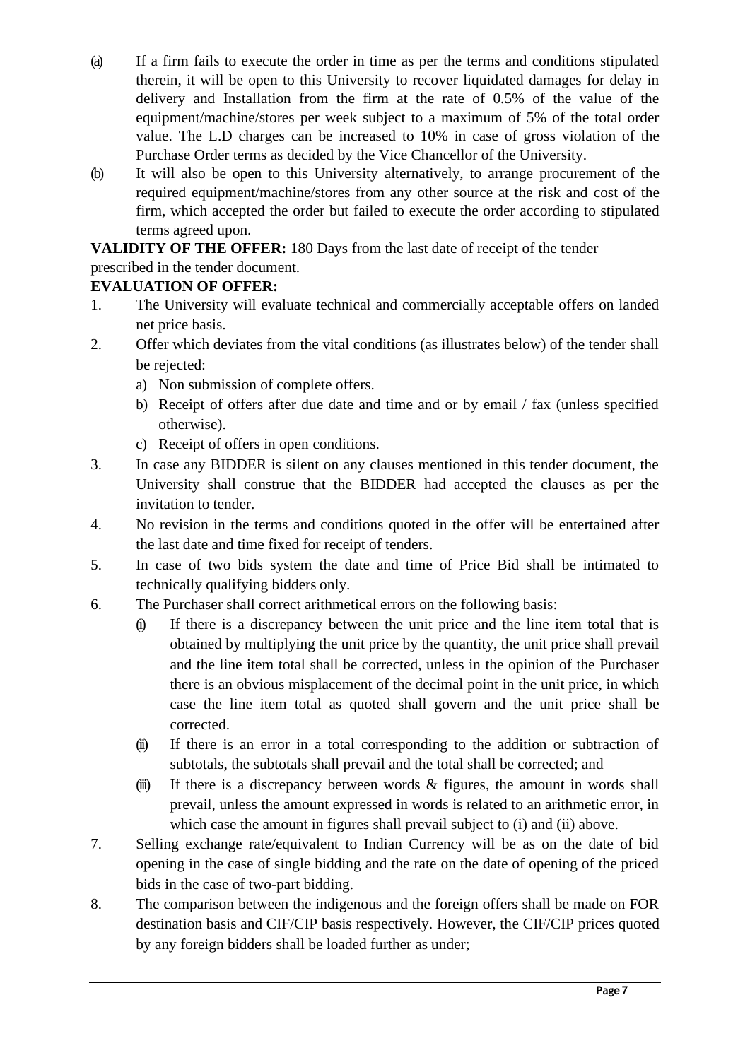(a) If a firm fails to execute the order in time as per the terms and conditions stipulated therein, it will be open to this University to recover liquidated damages for delay in delivery and Installation from the firm at the rate of 0.5% of the value of the equipment/machine/stores per week subject to a maximum of 5% of the total order value. The L.D charges can be increased to 10% in case of gross violation of the Purchase Order terms as decided by the Vice Chancellor of the University.

(b) It will also be open to this University alternatively, to arrange procurement of the required equipment/machine/stores from any other source at the risk and cost of the firm, which accepted the order but failed to execute the order according to stipulated terms agreed upon.

**VALIDITY OF THE OFFER:** 180 Days from the last date of receipt of the tender prescribed in the tender document.

**EVALUATION OF OFFER:**

1. The University will evaluate technical and commercially acceptable offers on landed net price basis.
2. Offer which deviates from the vital conditions (as illustrates below) of the tender shall be rejected:
   a) Non submission of complete offers.
   b) Receipt of offers after due date and time and or by email / fax (unless specified otherwise).
   c) Receipt of offers in open conditions.
3. In case any BIDDER is silent on any clauses mentioned in this tender document, the University shall construe that the BIDDER had accepted the clauses as per the invitation to tender.
4. No revision in the terms and conditions quoted in the offer will be entertained after the last date and time fixed for receipt of tenders.
5. In case of two bids system the date and time of Price Bid shall be intimated to technically qualifying bidders only.
6. The Purchaser shall correct arithmetical errors on the following basis:
   (i) If there is a discrepancy between the unit price and the line item total that is obtained by multiplying the unit price by the quantity, the unit price shall prevail and the line item total shall be corrected, unless in the opinion of the Purchaser there is an obvious misplacement of the decimal point in the unit price, in which case the line item total as quoted shall govern and the unit price shall be corrected.
   (ii) If there is an error in a total corresponding to the addition or subtraction of subtotals, the subtotals shall prevail and the total shall be corrected; and
   (iii) If there is a discrepancy between words & figures, the amount in words shall prevail, unless the amount expressed in words is related to an arithmetic error, in which case the amount in figures shall prevail subject to (i) and (ii) above.
7. Selling exchange rate/equivalent to Indian Currency will be as on the date of bid opening in the case of single bidding and the rate on the date of opening of the priced bids in the case of two-part bidding.
8. The comparison between the indigenous and the foreign offers shall be made on FOR destination basis and CIF/CIP basis respectively. However, the CIF/CIP prices quoted by any foreign bidders shall be loaded further as under;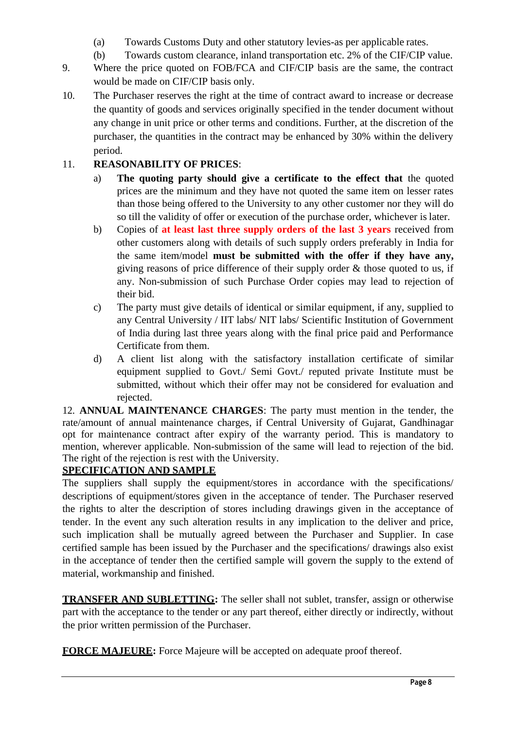(a) Towards Customs Duty and other statutory levies-as per applicable rates.

(b) Towards custom clearance, inland transportation etc. 2% of the CIF/CIP value.

9. Where the price quoted on FOB/FCA and CIF/CIP basis are the same, the contract would be made on CIF/CIP basis only.

10. The Purchaser reserves the right at the time of contract award to increase or decrease the quantity of goods and services originally specified in the tender document without any change in unit price or other terms and conditions. Further, at the discretion of the purchaser, the quantities in the contract may be enhanced by 30% within the delivery period.

11. **REASONABILITY OF PRICES**:

a) **The quoting party should give a certificate to the effect that** the quoted prices are the minimum and they have not quoted the same item on lesser rates than those being offered to the University to any other customer nor they will do so till the validity of offer or execution of the purchase order, whichever is later.

b) Copies of **at least last three supply orders of the last 3 years** received from other customers along with details of such supply orders preferably in India for the same item/model **must be submitted with the offer if they have any,** giving reasons of price difference of their supply order & those quoted to us, if any. Non-submission of such Purchase Order copies may lead to rejection of their bid.

c) The party must give details of identical or similar equipment, if any, supplied to any Central University / IIT labs/ NIT labs/ Scientific Institution of Government of India during last three years along with the final price paid and Performance Certificate from them.

d) A client list along with the satisfactory installation certificate of similar equipment supplied to Govt./ Semi Govt./ reputed private Institute must be submitted, without which their offer may not be considered for evaluation and rejected.

12. **ANNUAL MAINTENANCE CHARGES**: The party must mention in the tender, the rate/amount of annual maintenance charges, if Central University of Gujarat, Gandhinagar opt for maintenance contract after expiry of the warranty period. This is mandatory to mention, wherever applicable. Non-submission of the same will lead to rejection of the bid. The right of the rejection is rest with the University.

**SPECIFICATION AND SAMPLE**

The suppliers shall supply the equipment/stores in accordance with the specifications/ descriptions of equipment/stores given in the acceptance of tender. The Purchaser reserved the rights to alter the description of stores including drawings given in the acceptance of tender. In the event any such alteration results in any implication to the deliver and price, such implication shall be mutually agreed between the Purchaser and Supplier. In case certified sample has been issued by the Purchaser and the specifications/ drawings also exist in the acceptance of tender then the certified sample will govern the supply to the extend of material, workmanship and finished.

**TRANSFER AND SUBLETTING:** The seller shall not sublet, transfer, assign or otherwise part with the acceptance to the tender or any part thereof, either directly or indirectly, without the prior written permission of the Purchaser.

**FORCE MAJEURE:** Force Majeure will be accepted on adequate proof thereof.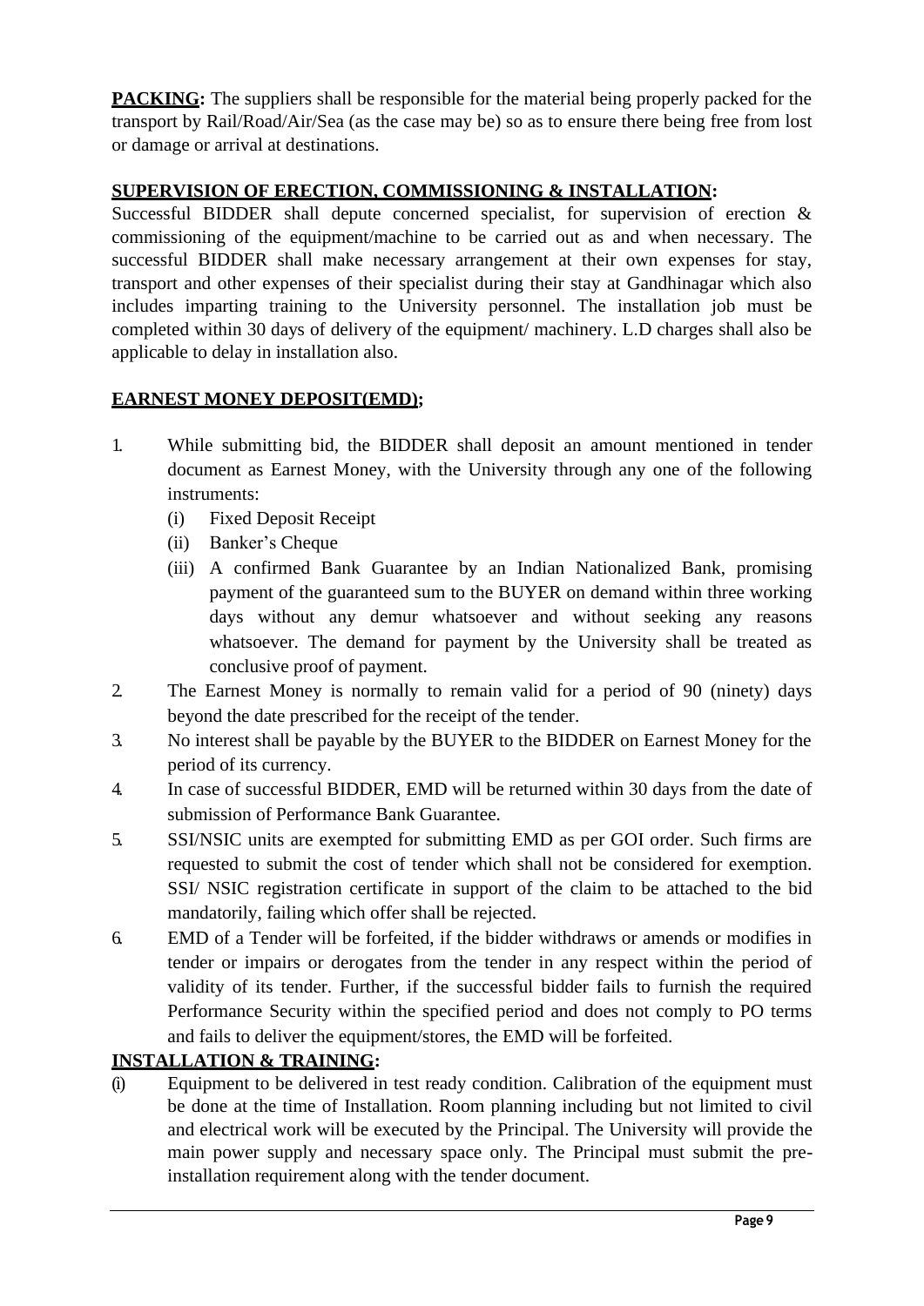**PACKING:** The suppliers shall be responsible for the material being properly packed for the transport by Rail/Road/Air/Sea (as the case may be) so as to ensure there being free from lost or damage or arrival at destinations.

**SUPERVISION OF ERECTION, COMMISSIONING & INSTALLATION:**
Successful BIDDER shall depute concerned specialist, for supervision of erection & commissioning of the equipment/machine to be carried out as and when necessary. The successful BIDDER shall make necessary arrangement at their own expenses for stay, transport and other expenses of their specialist during their stay at Gandhinagar which also includes imparting training to the University personnel. The installation job must be completed within 30 days of delivery of the equipment/ machinery. L.D charges shall also be applicable to delay in installation also.

**EARNEST MONEY DEPOSIT(EMD);**

1. While submitting bid, the BIDDER shall deposit an amount mentioned in tender document as Earnest Money, with the University through any one of the following instruments:
   (i) Fixed Deposit Receipt
   (ii) Banker's Cheque
   (iii) A confirmed Bank Guarantee by an Indian Nationalized Bank, promising payment of the guaranteed sum to the BUYER on demand within three working days without any demur whatsoever and without seeking any reasons whatsoever. The demand for payment by the University shall be treated as conclusive proof of payment.
2. The Earnest Money is normally to remain valid for a period of 90 (ninety) days beyond the date prescribed for the receipt of the tender.
3. No interest shall be payable by the BUYER to the BIDDER on Earnest Money for the period of its currency.
4. In case of successful BIDDER, EMD will be returned within 30 days from the date of submission of Performance Bank Guarantee.
5. SSI/NSIC units are exempted for submitting EMD as per GOI order. Such firms are requested to submit the cost of tender which shall not be considered for exemption. SSI/ NSIC registration certificate in support of the claim to be attached to the bid mandatorily, failing which offer shall be rejected.
6. EMD of a Tender will be forfeited, if the bidder withdraws or amends or modifies in tender or impairs or derogates from the tender in any respect within the period of validity of its tender. Further, if the successful bidder fails to furnish the required Performance Security within the specified period and does not comply to PO terms and fails to deliver the equipment/stores, the EMD will be forfeited.

**INSTALLATION & TRAINING:**

(i) Equipment to be delivered in test ready condition. Calibration of the equipment must be done at the time of Installation. Room planning including but not limited to civil and electrical work will be executed by the Principal. The University will provide the main power supply and necessary space only. The Principal must submit the pre-installation requirement along with the tender document.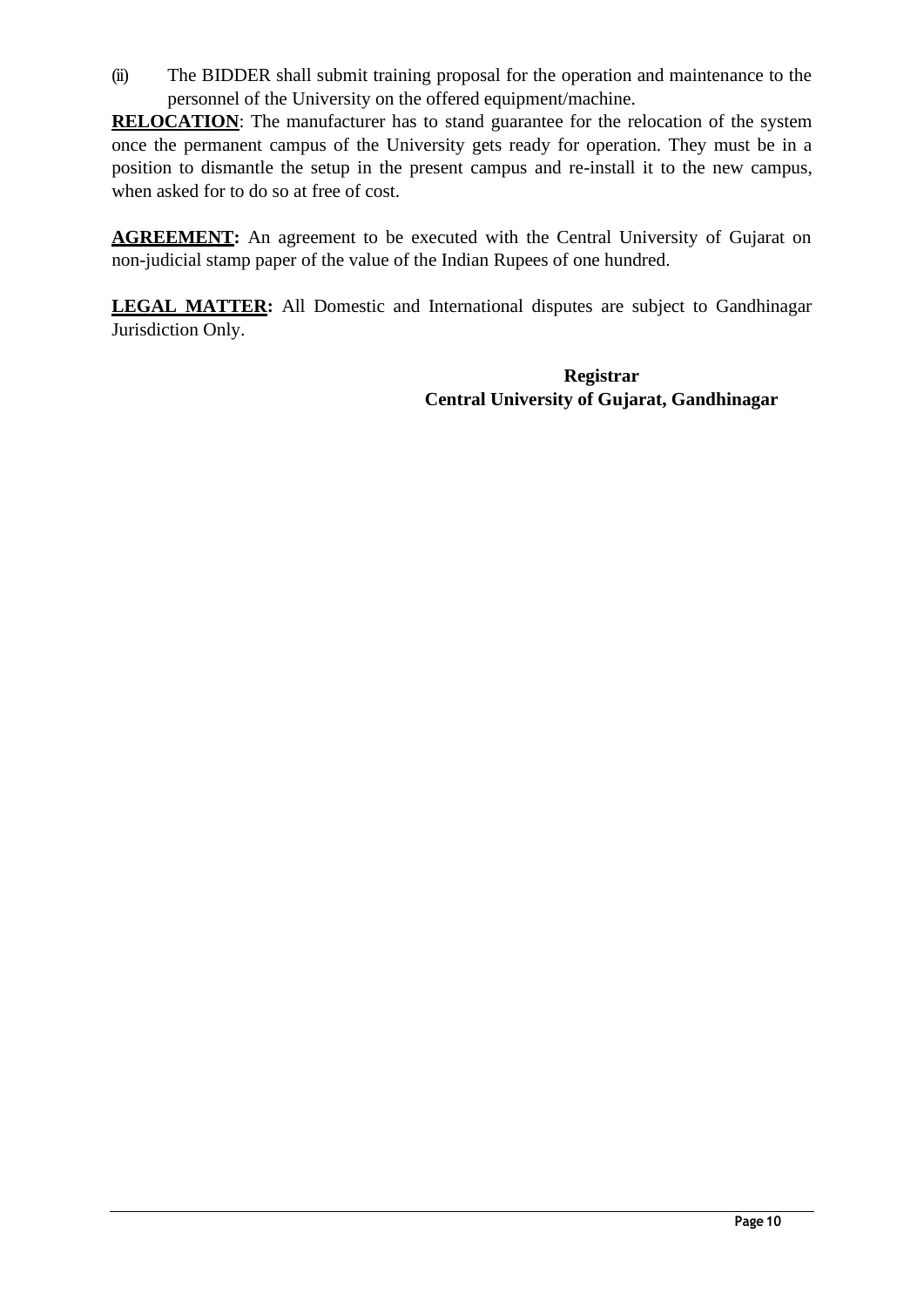(ii) The BIDDER shall submit training proposal for the operation and maintenance to the personnel of the University on the offered equipment/machine.

**RELOCATION**: The manufacturer has to stand guarantee for the relocation of the system once the permanent campus of the University gets ready for operation. They must be in a position to dismantle the setup in the present campus and re-install it to the new campus, when asked for to do so at free of cost.

**AGREEMENT:** An agreement to be executed with the Central University of Gujarat on non-judicial stamp paper of the value of the Indian Rupees of one hundred.

**LEGAL MATTER:** All Domestic and International disputes are subject to Gandhinagar Jurisdiction Only.

**Registrar**
**Central University of Gujarat, Gandhinagar**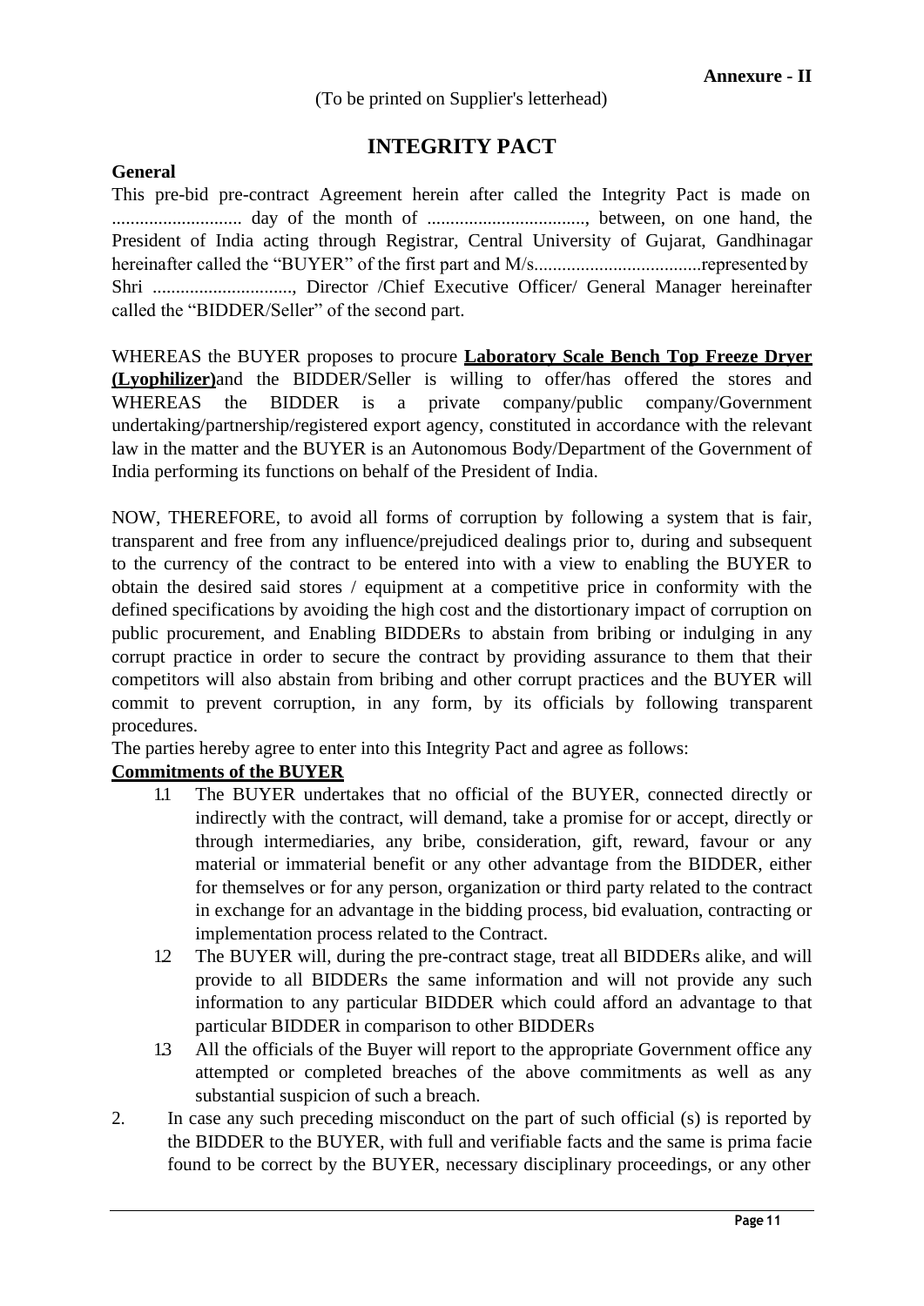**Annexure - II**

(To be printed on Supplier's letterhead)

# INTEGRITY PACT

**General**

This pre-bid pre-contract Agreement herein after called the Integrity Pact is made on ........................... day of the month of .................................., between, on one hand, the President of India acting through Registrar, Central University of Gujarat, Gandhinagar hereinafter called the "BUYER" of the first part and M/s....................................represented by Shri .............................., Director /Chief Executive Officer/ General Manager hereinafter called the "BIDDER/Seller" of the second part.

WHEREAS the BUYER proposes to procure **Laboratory Scale Bench Top Freeze Dryer (Lyophilizer)**and the BIDDER/Seller is willing to offer/has offered the stores and WHEREAS the BIDDER is a private company/public company/Government undertaking/partnership/registered export agency, constituted in accordance with the relevant law in the matter and the BUYER is an Autonomous Body/Department of the Government of India performing its functions on behalf of the President of India.

NOW, THEREFORE, to avoid all forms of corruption by following a system that is fair, transparent and free from any influence/prejudiced dealings prior to, during and subsequent to the currency of the contract to be entered into with a view to enabling the BUYER to obtain the desired said stores / equipment at a competitive price in conformity with the defined specifications by avoiding the high cost and the distortionary impact of corruption on public procurement, and Enabling BIDDERs to abstain from bribing or indulging in any corrupt practice in order to secure the contract by providing assurance to them that their competitors will also abstain from bribing and other corrupt practices and the BUYER will commit to prevent corruption, in any form, by its officials by following transparent procedures.

The parties hereby agree to enter into this Integrity Pact and agree as follows:

**Commitments of the BUYER**

1.1 The BUYER undertakes that no official of the BUYER, connected directly or indirectly with the contract, will demand, take a promise for or accept, directly or through intermediaries, any bribe, consideration, gift, reward, favour or any material or immaterial benefit or any other advantage from the BIDDER, either for themselves or for any person, organization or third party related to the contract in exchange for an advantage in the bidding process, bid evaluation, contracting or implementation process related to the Contract.

1.2 The BUYER will, during the pre-contract stage, treat all BIDDERs alike, and will provide to all BIDDERs the same information and will not provide any such information to any particular BIDDER which could afford an advantage to that particular BIDDER in comparison to other BIDDERs

1.3 All the officials of the Buyer will report to the appropriate Government office any attempted or completed breaches of the above commitments as well as any substantial suspicion of such a breach.

2. In case any such preceding misconduct on the part of such official (s) is reported by the BIDDER to the BUYER, with full and verifiable facts and the same is prima facie found to be correct by the BUYER, necessary disciplinary proceedings, or any other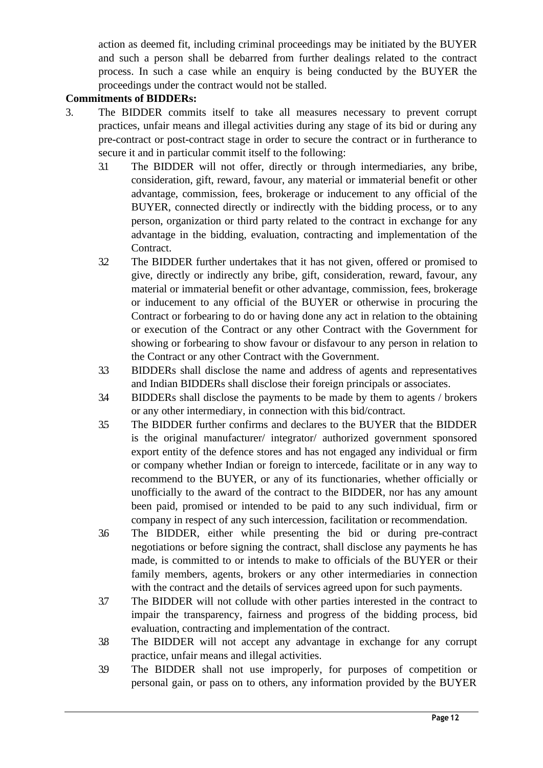action as deemed fit, including criminal proceedings may be initiated by the BUYER and such a person shall be debarred from further dealings related to the contract process. In such a case while an enquiry is being conducted by the BUYER the proceedings under the contract would not be stalled.

**Commitments of BIDDERs:**

3. The BIDDER commits itself to take all measures necessary to prevent corrupt practices, unfair means and illegal activities during any stage of its bid or during any pre-contract or post-contract stage in order to secure the contract or in furtherance to secure it and in particular commit itself to the following:

   3.1 The BIDDER will not offer, directly or through intermediaries, any bribe, consideration, gift, reward, favour, any material or immaterial benefit or other advantage, commission, fees, brokerage or inducement to any official of the BUYER, connected directly or indirectly with the bidding process, or to any person, organization or third party related to the contract in exchange for any advantage in the bidding, evaluation, contracting and implementation of the Contract.

   3.2 The BIDDER further undertakes that it has not given, offered or promised to give, directly or indirectly any bribe, gift, consideration, reward, favour, any material or immaterial benefit or other advantage, commission, fees, brokerage or inducement to any official of the BUYER or otherwise in procuring the Contract or forbearing to do or having done any act in relation to the obtaining or execution of the Contract or any other Contract with the Government for showing or forbearing to show favour or disfavour to any person in relation to the Contract or any other Contract with the Government.

   3.3 BIDDERs shall disclose the name and address of agents and representatives and Indian BIDDERs shall disclose their foreign principals or associates.

   3.4 BIDDERs shall disclose the payments to be made by them to agents / brokers or any other intermediary, in connection with this bid/contract.

   3.5 The BIDDER further confirms and declares to the BUYER that the BIDDER is the original manufacturer/ integrator/ authorized government sponsored export entity of the defence stores and has not engaged any individual or firm or company whether Indian or foreign to intercede, facilitate or in any way to recommend to the BUYER, or any of its functionaries, whether officially or unofficially to the award of the contract to the BIDDER, nor has any amount been paid, promised or intended to be paid to any such individual, firm or company in respect of any such intercession, facilitation or recommendation.

   3.6 The BIDDER, either while presenting the bid or during pre-contract negotiations or before signing the contract, shall disclose any payments he has made, is committed to or intends to make to officials of the BUYER or their family members, agents, brokers or any other intermediaries in connection with the contract and the details of services agreed upon for such payments.

   3.7 The BIDDER will not collude with other parties interested in the contract to impair the transparency, fairness and progress of the bidding process, bid evaluation, contracting and implementation of the contract.

   3.8 The BIDDER will not accept any advantage in exchange for any corrupt practice, unfair means and illegal activities.

   3.9 The BIDDER shall not use improperly, for purposes of competition or personal gain, or pass on to others, any information provided by the BUYER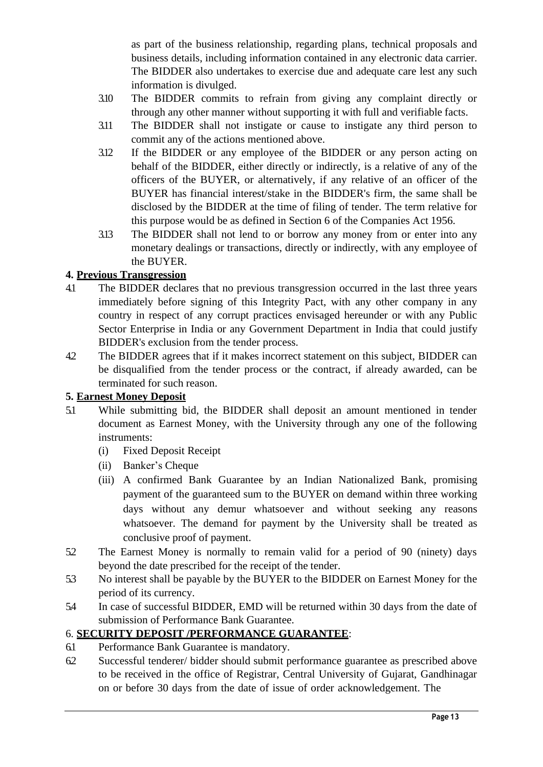as part of the business relationship, regarding plans, technical proposals and business details, including information contained in any electronic data carrier. The BIDDER also undertakes to exercise due and adequate care lest any such information is divulged.

3.10 The BIDDER commits to refrain from giving any complaint directly or through any other manner without supporting it with full and verifiable facts.

3.11 The BIDDER shall not instigate or cause to instigate any third person to commit any of the actions mentioned above.

3.12 If the BIDDER or any employee of the BIDDER or any person acting on behalf of the BIDDER, either directly or indirectly, is a relative of any of the officers of the BUYER, or alternatively, if any relative of an officer of the BUYER has financial interest/stake in the BIDDER's firm, the same shall be disclosed by the BIDDER at the time of filing of tender. The term relative for this purpose would be as defined in Section 6 of the Companies Act 1956.

3.13 The BIDDER shall not lend to or borrow any money from or enter into any monetary dealings or transactions, directly or indirectly, with any employee of the BUYER.

**4. Previous Transgression**

4.1 The BIDDER declares that no previous transgression occurred in the last three years immediately before signing of this Integrity Pact, with any other company in any country in respect of any corrupt practices envisaged hereunder or with any Public Sector Enterprise in India or any Government Department in India that could justify BIDDER's exclusion from the tender process.

4.2 The BIDDER agrees that if it makes incorrect statement on this subject, BIDDER can be disqualified from the tender process or the contract, if already awarded, can be terminated for such reason.

**5. Earnest Money Deposit**

5.1 While submitting bid, the BIDDER shall deposit an amount mentioned in tender document as Earnest Money, with the University through any one of the following instruments:

(i) Fixed Deposit Receipt

(ii) Banker's Cheque

(iii) A confirmed Bank Guarantee by an Indian Nationalized Bank, promising payment of the guaranteed sum to the BUYER on demand within three working days without any demur whatsoever and without seeking any reasons whatsoever. The demand for payment by the University shall be treated as conclusive proof of payment.

5.2 The Earnest Money is normally to remain valid for a period of 90 (ninety) days beyond the date prescribed for the receipt of the tender.

5.3 No interest shall be payable by the BUYER to the BIDDER on Earnest Money for the period of its currency.

5.4 In case of successful BIDDER, EMD will be returned within 30 days from the date of submission of Performance Bank Guarantee.

6. **SECURITY DEPOSIT /PERFORMANCE GUARANTEE**:

6.1 Performance Bank Guarantee is mandatory.

6.2 Successful tenderer/ bidder should submit performance guarantee as prescribed above to be received in the office of Registrar, Central University of Gujarat, Gandhinagar on or before 30 days from the date of issue of order acknowledgement. The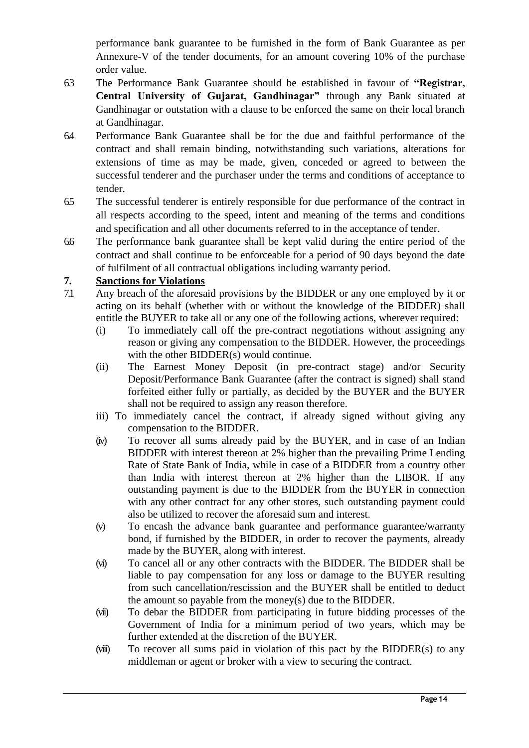performance bank guarantee to be furnished in the form of Bank Guarantee as per Annexure-V of the tender documents, for an amount covering 10% of the purchase order value.

6.3 The Performance Bank Guarantee should be established in favour of **"Registrar, Central University of Gujarat, Gandhinagar"** through any Bank situated at Gandhinagar or outstation with a clause to be enforced the same on their local branch at Gandhinagar.

6.4 Performance Bank Guarantee shall be for the due and faithful performance of the contract and shall remain binding, notwithstanding such variations, alterations for extensions of time as may be made, given, conceded or agreed to between the successful tenderer and the purchaser under the terms and conditions of acceptance to tender.

6.5 The successful tenderer is entirely responsible for due performance of the contract in all respects according to the speed, intent and meaning of the terms and conditions and specification and all other documents referred to in the acceptance of tender.

6.6 The performance bank guarantee shall be kept valid during the entire period of the contract and shall continue to be enforceable for a period of 90 days beyond the date of fulfilment of all contractual obligations including warranty period.

**7. Sanctions for Violations**

7.1 Any breach of the aforesaid provisions by the BIDDER or any one employed by it or acting on its behalf (whether with or without the knowledge of the BIDDER) shall entitle the BUYER to take all or any one of the following actions, wherever required:

(i) To immediately call off the pre-contract negotiations without assigning any reason or giving any compensation to the BIDDER. However, the proceedings with the other BIDDER(s) would continue.

(ii) The Earnest Money Deposit (in pre-contract stage) and/or Security Deposit/Performance Bank Guarantee (after the contract is signed) shall stand forfeited either fully or partially, as decided by the BUYER and the BUYER shall not be required to assign any reason therefore.

iii) To immediately cancel the contract, if already signed without giving any compensation to the BIDDER.

(iv) To recover all sums already paid by the BUYER, and in case of an Indian BIDDER with interest thereon at 2% higher than the prevailing Prime Lending Rate of State Bank of India, while in case of a BIDDER from a country other than India with interest thereon at 2% higher than the LIBOR. If any outstanding payment is due to the BIDDER from the BUYER in connection with any other contract for any other stores, such outstanding payment could also be utilized to recover the aforesaid sum and interest.

(v) To encash the advance bank guarantee and performance guarantee/warranty bond, if furnished by the BIDDER, in order to recover the payments, already made by the BUYER, along with interest.

(vi) To cancel all or any other contracts with the BIDDER. The BIDDER shall be liable to pay compensation for any loss or damage to the BUYER resulting from such cancellation/rescission and the BUYER shall be entitled to deduct the amount so payable from the money(s) due to the BIDDER.

(vii) To debar the BIDDER from participating in future bidding processes of the Government of India for a minimum period of two years, which may be further extended at the discretion of the BUYER.

(viii) To recover all sums paid in violation of this pact by the BIDDER(s) to any middleman or agent or broker with a view to securing the contract.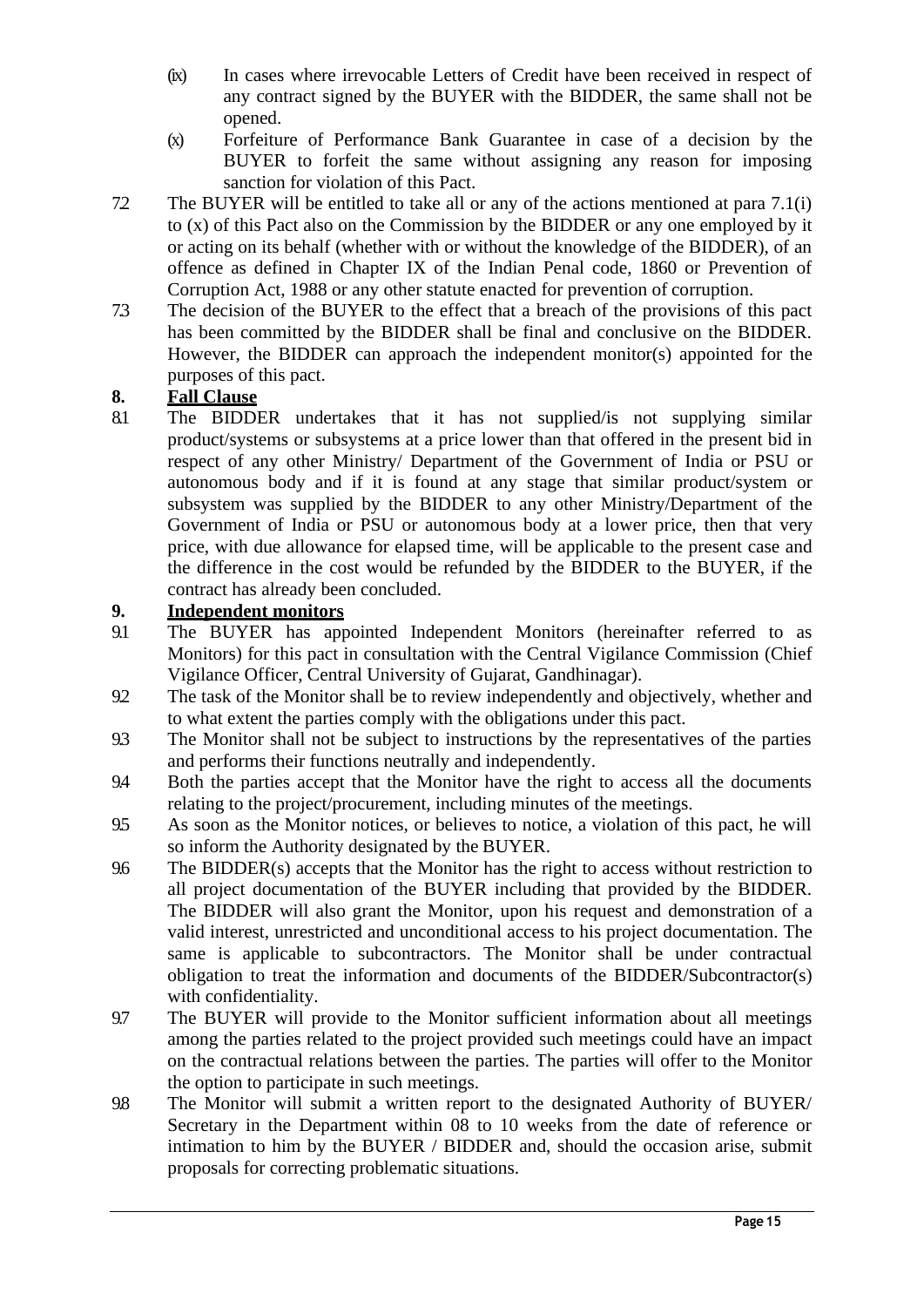(ix) In cases where irrevocable Letters of Credit have been received in respect of any contract signed by the BUYER with the BIDDER, the same shall not be opened.

(x) Forfeiture of Performance Bank Guarantee in case of a decision by the BUYER to forfeit the same without assigning any reason for imposing sanction for violation of this Pact.

7.2 The BUYER will be entitled to take all or any of the actions mentioned at para 7.1(i) to (x) of this Pact also on the Commission by the BIDDER or any one employed by it or acting on its behalf (whether with or without the knowledge of the BIDDER), of an offence as defined in Chapter IX of the Indian Penal code, 1860 or Prevention of Corruption Act, 1988 or any other statute enacted for prevention of corruption.

7.3 The decision of the BUYER to the effect that a breach of the provisions of this pact has been committed by the BIDDER shall be final and conclusive on the BIDDER. However, the BIDDER can approach the independent monitor(s) appointed for the purposes of this pact.

## 8. Fall Clause

8.1 The BIDDER undertakes that it has not supplied/is not supplying similar product/systems or subsystems at a price lower than that offered in the present bid in respect of any other Ministry/ Department of the Government of India or PSU or autonomous body and if it is found at any stage that similar product/system or subsystem was supplied by the BIDDER to any other Ministry/Department of the Government of India or PSU or autonomous body at a lower price, then that very price, with due allowance for elapsed time, will be applicable to the present case and the difference in the cost would be refunded by the BIDDER to the BUYER, if the contract has already been concluded.

## 9. Independent monitors

9.1 The BUYER has appointed Independent Monitors (hereinafter referred to as Monitors) for this pact in consultation with the Central Vigilance Commission (Chief Vigilance Officer, Central University of Gujarat, Gandhinagar).

9.2 The task of the Monitor shall be to review independently and objectively, whether and to what extent the parties comply with the obligations under this pact.

9.3 The Monitor shall not be subject to instructions by the representatives of the parties and performs their functions neutrally and independently.

9.4 Both the parties accept that the Monitor have the right to access all the documents relating to the project/procurement, including minutes of the meetings.

9.5 As soon as the Monitor notices, or believes to notice, a violation of this pact, he will so inform the Authority designated by the BUYER.

9.6 The BIDDER(s) accepts that the Monitor has the right to access without restriction to all project documentation of the BUYER including that provided by the BIDDER. The BIDDER will also grant the Monitor, upon his request and demonstration of a valid interest, unrestricted and unconditional access to his project documentation. The same is applicable to subcontractors. The Monitor shall be under contractual obligation to treat the information and documents of the BIDDER/Subcontractor(s) with confidentiality.

9.7 The BUYER will provide to the Monitor sufficient information about all meetings among the parties related to the project provided such meetings could have an impact on the contractual relations between the parties. The parties will offer to the Monitor the option to participate in such meetings.

9.8 The Monitor will submit a written report to the designated Authority of BUYER/ Secretary in the Department within 08 to 10 weeks from the date of reference or intimation to him by the BUYER / BIDDER and, should the occasion arise, submit proposals for correcting problematic situations.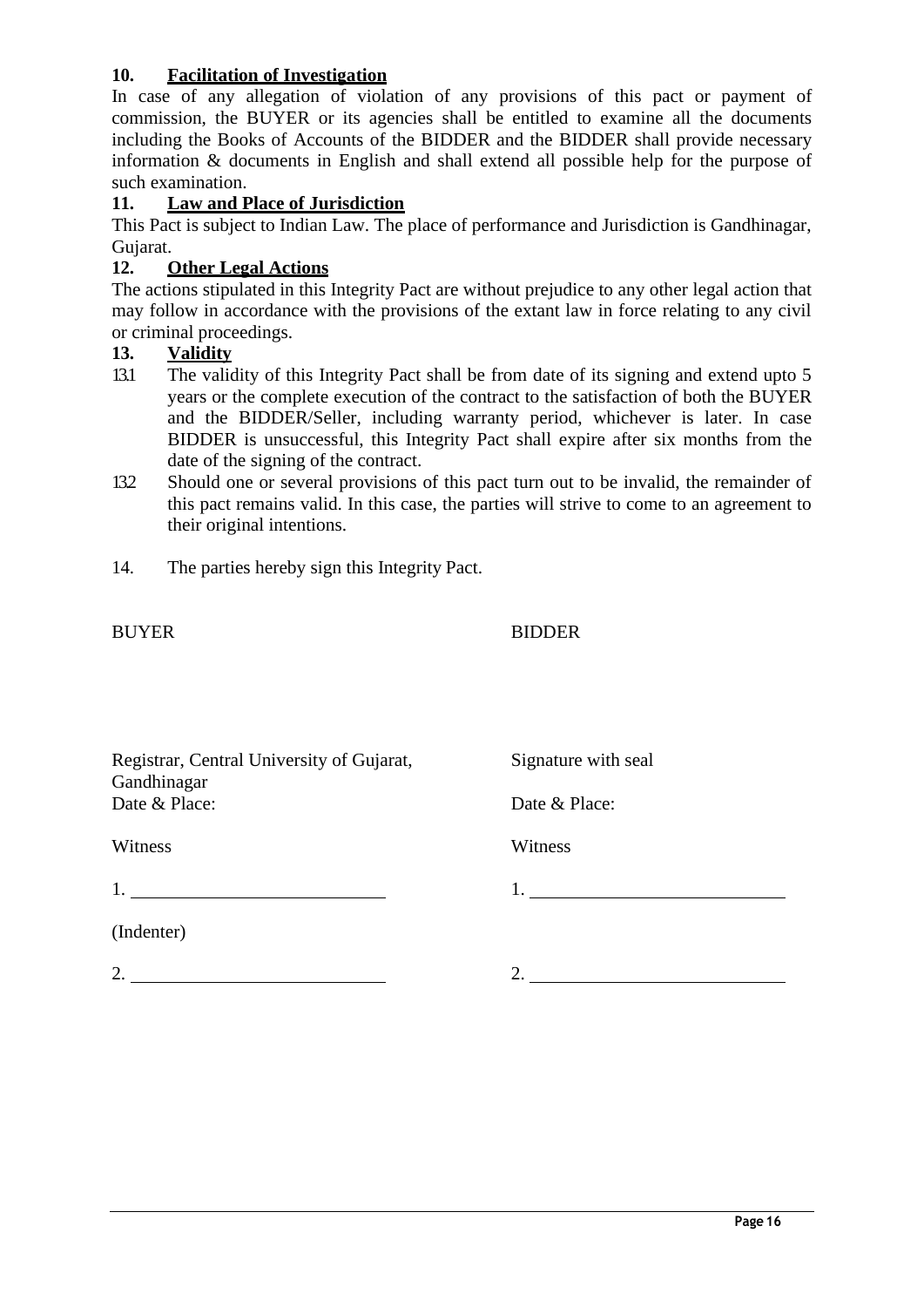**10. Facilitation of Investigation**

In case of any allegation of violation of any provisions of this pact or payment of commission, the BUYER or its agencies shall be entitled to examine all the documents including the Books of Accounts of the BIDDER and the BIDDER shall provide necessary information & documents in English and shall extend all possible help for the purpose of such examination.

**11. Law and Place of Jurisdiction**

This Pact is subject to Indian Law. The place of performance and Jurisdiction is Gandhinagar, Gujarat.

**12. Other Legal Actions**

The actions stipulated in this Integrity Pact are without prejudice to any other legal action that may follow in accordance with the provisions of the extant law in force relating to any civil or criminal proceedings.

**13. Validity**

13.1 The validity of this Integrity Pact shall be from date of its signing and extend upto 5 years or the complete execution of the contract to the satisfaction of both the BUYER and the BIDDER/Seller, including warranty period, whichever is later. In case BIDDER is unsuccessful, this Integrity Pact shall expire after six months from the date of the signing of the contract.

13.2 Should one or several provisions of this pact turn out to be invalid, the remainder of this pact remains valid. In this case, the parties will strive to come to an agreement to their original intentions.

14. The parties hereby sign this Integrity Pact.

| BUYER | BIDDER |
| --- | --- |
| Registrar, Central University of Gujarat, Gandhinagar | Signature with seal |
| Date & Place: | Date & Place: |
| Witness | Witness |
| 1. ______________________ | 1. ______________________ |
| (Indenter) | |
| 2. ______________________ | 2. ______________________ |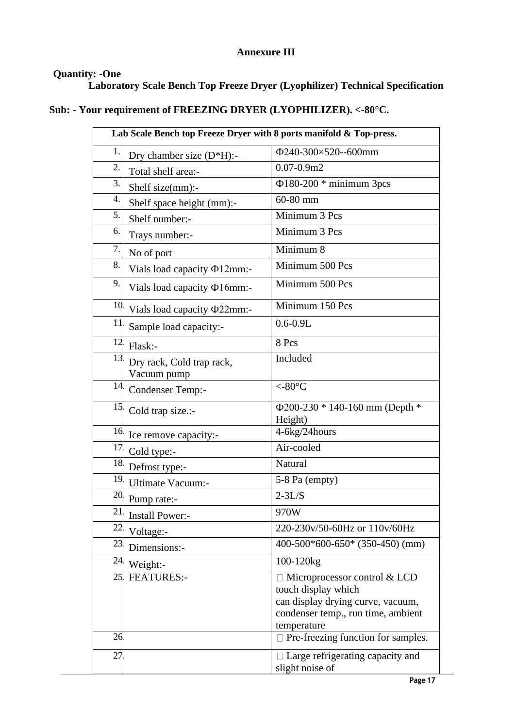**Annexure III**

**Quantity: -One**

**Laboratory Scale Bench Top Freeze Dryer (Lyophilizer) Technical Specification**

**Sub: - Your requirement of FREEZING DRYER (LYOPHILIZER). <-80°C.**

| Lab Scale Bench top Freeze Dryer with 8 ports manifold & Top-press. | | |
|---|---|---|
| 1. | Dry chamber size (D*H):- | Φ240-300×520--600mm |
| 2. | Total shelf area:- | 0.07-0.9m2 |
| 3. | Shelf size(mm):- | Φ180-200 * minimum 3pcs |
| 4. | Shelf space height (mm):- | 60-80 mm |
| 5. | Shelf number:- | Minimum 3 Pcs |
| 6. | Trays number:- | Minimum 3 Pcs |
| 7. | No of port | Minimum 8 |
| 8. | Vials load capacity Φ12mm:- | Minimum 500 Pcs |
| 9. | Vials load capacity Φ16mm:- | Minimum 500 Pcs |
| 10. | Vials load capacity Φ22mm:- | Minimum 150 Pcs |
| 11. | Sample load capacity:- | 0.6-0.9L |
| 12. | Flask:- | 8 Pcs |
| 13. | Dry rack, Cold trap rack, Vacuum pump | Included |
| 14. | Condenser Temp:- | <-80°C |
| 15. | Cold trap size.:- | Φ200-230 * 140-160 mm (Depth * Height) |
| 16. | Ice remove capacity:- | 4-6kg/24hours |
| 17. | Cold type:- | Air-cooled |
| 18. | Defrost type:- | Natural |
| 19. | Ultimate Vacuum:- | 5-8 Pa (empty) |
| 20. | Pump rate:- | 2-3L/S |
| 21. | Install Power:- | 970W |
| 22. | Voltage:- | 220-230v/50-60Hz or 110v/60Hz |
| 23. | Dimensions:- | 400-500*600-650* (350-450) (mm) |
| 24. | Weight:- | 100-120kg |
| 25. | FEATURES:- | Microprocessor control & LCD touch display which can display drying curve, vacuum, condenser temp., run time, ambient temperature |
| 26. | | Pre-freezing function for samples. |
| 27. | | Large refrigerating capacity and slight noise of |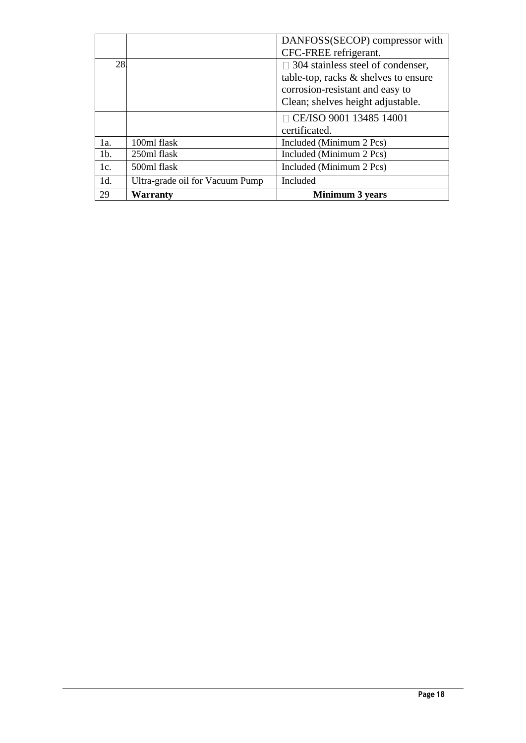|  |  | DANFOSS(SECOP) compressor with CFC-FREE refrigerant. |
|---|---|---|
| 28. |  |  304 stainless steel of condenser, table-top, racks & shelves to ensure corrosion-resistant and easy to Clean; shelves height adjustable. |
|  |  |  CE/ISO 9001 13485 14001 certificated. |
| 1a. | 100ml flask | Included (Minimum 2 Pcs) |
| 1b. | 250ml flask | Included (Minimum 2 Pcs) |
| 1c. | 500ml flask | Included (Minimum 2 Pcs) |
| 1d. | Ultra-grade oil for Vacuum Pump | Included |
| 29 | **Warranty** | **Minimum 3 years** |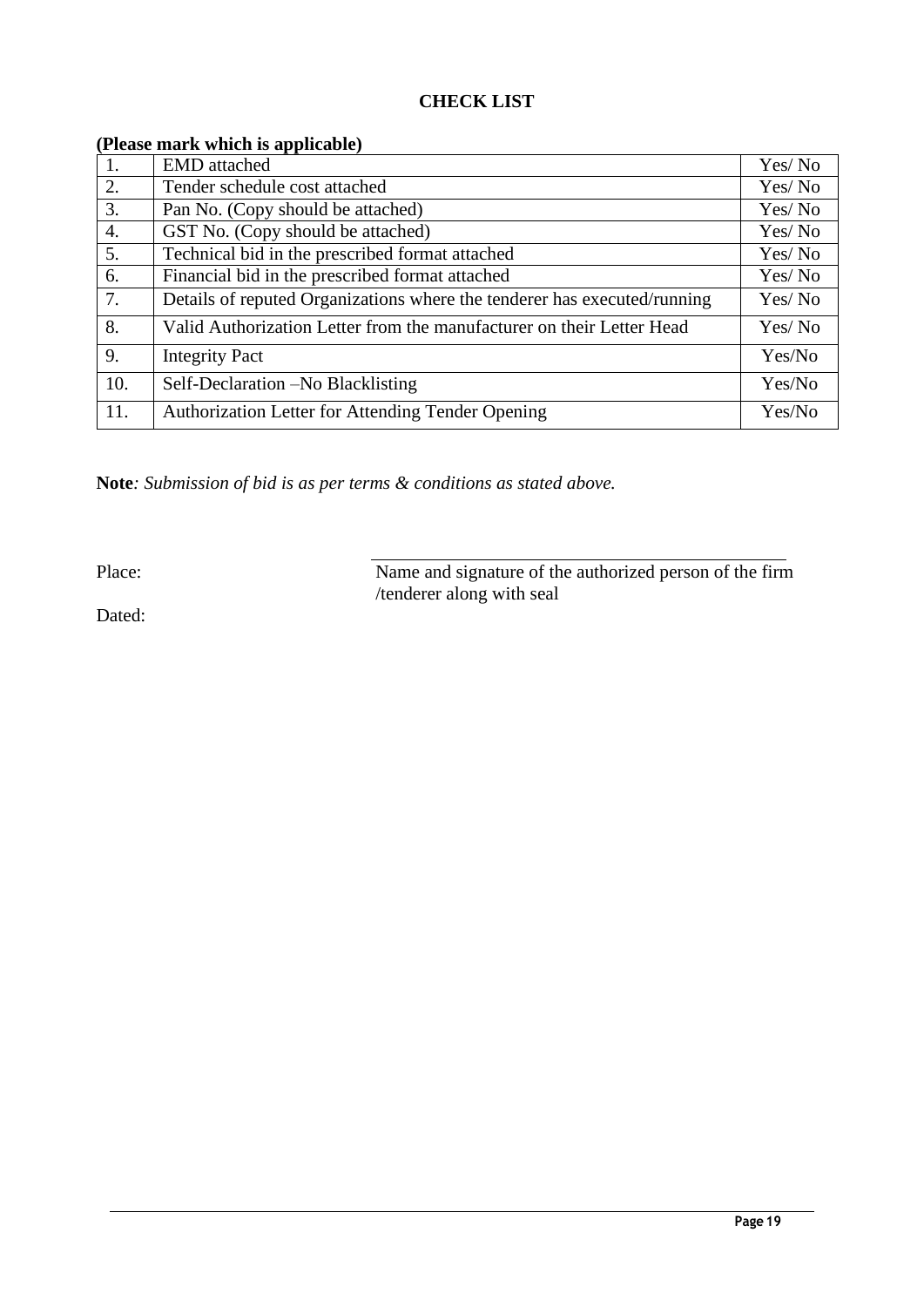# CHECK LIST

**(Please mark which is applicable)**

| | | |
|---|---|---|
| 1. | EMD attached | Yes/ No |
| 2. | Tender schedule cost attached | Yes/ No |
| 3. | Pan No. (Copy should be attached) | Yes/ No |
| 4. | GST No. (Copy should be attached) | Yes/ No |
| 5. | Technical bid in the prescribed format attached | Yes/ No |
| 6. | Financial bid in the prescribed format attached | Yes/ No |
| 7. | Details of reputed Organizations where the tenderer has executed/running | Yes/ No |
| 8. | Valid Authorization Letter from the manufacturer on their Letter Head | Yes/ No |
| 9. | Integrity Pact | Yes/No |
| 10. | Self-Declaration –No Blacklisting | Yes/No |
| 11. | Authorization Letter for Attending Tender Opening | Yes/No |

**Note***: Submission of bid is as per terms & conditions as stated above.*

Place:

Name and signature of the authorized person of the firm /tenderer along with seal

Dated: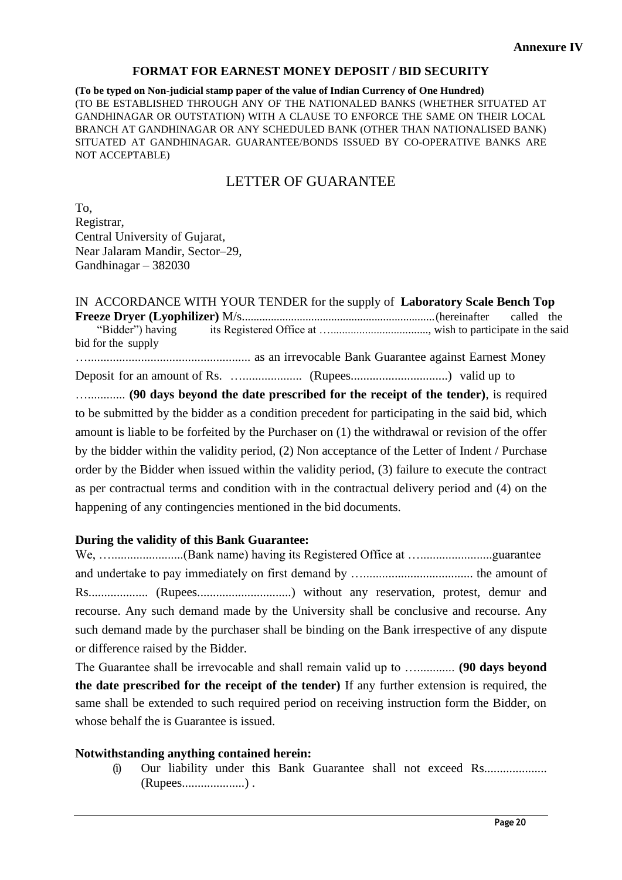**Annexure IV**

## FORMAT FOR EARNEST MONEY DEPOSIT / BID SECURITY

**(To be typed on Non-judicial stamp paper of the value of Indian Currency of One Hundred)**
(TO BE ESTABLISHED THROUGH ANY OF THE NATIONALED BANKS (WHETHER SITUATED AT GANDHINAGAR OR OUTSTATION) WITH A CLAUSE TO ENFORCE THE SAME ON THEIR LOCAL BRANCH AT GANDHINAGAR OR ANY SCHEDULED BANK (OTHER THAN NATIONALISED BANK) SITUATED AT GANDHINAGAR. GUARANTEE/BONDS ISSUED BY CO-OPERATIVE BANKS ARE NOT ACCEPTABLE)

# LETTER OF GUARANTEE

To,
Registrar,
Central University of Gujarat,
Near Jalaram Mandir, Sector–29,
Gandhinagar – 382030

IN ACCORDANCE WITH YOUR TENDER for the supply of **Laboratory Scale Bench Top Freeze Dryer (Lyophilizer)** M/s..................................................................(hereinafter called the "Bidder") having its Registered Office at …................................., wish to participate in the said bid for the supply …................................................... as an irrevocable Bank Guarantee against Earnest Money Deposit for an amount of Rs. …................... (Rupees..............................) valid up to …........... **(90 days beyond the date prescribed for the receipt of the tender)**, is required to be submitted by the bidder as a condition precedent for participating in the said bid, which amount is liable to be forfeited by the Purchaser on (1) the withdrawal or revision of the offer by the bidder within the validity period, (2) Non acceptance of the Letter of Indent / Purchase order by the Bidder when issued within the validity period, (3) failure to execute the contract as per contractual terms and condition with in the contractual delivery period and (4) on the happening of any contingencies mentioned in the bid documents.

**During the validity of this Bank Guarantee:**

We, …......................(Bank name) having its Registered Office at …......................guarantee and undertake to pay immediately on first demand by …................................. the amount of Rs.................. (Rupees.............................) without any reservation, protest, demur and recourse. Any such demand made by the University shall be conclusive and recourse. Any such demand made by the purchaser shall be binding on the Bank irrespective of any dispute or difference raised by the Bidder.

The Guarantee shall be irrevocable and shall remain valid up to …............ **(90 days beyond the date prescribed for the receipt of the tender)** If any further extension is required, the same shall be extended to such required period on receiving instruction form the Bidder, on whose behalf the is Guarantee is issued.

**Notwithstanding anything contained herein:**

(i) Our liability under this Bank Guarantee shall not exceed Rs................... (Rupees...................) .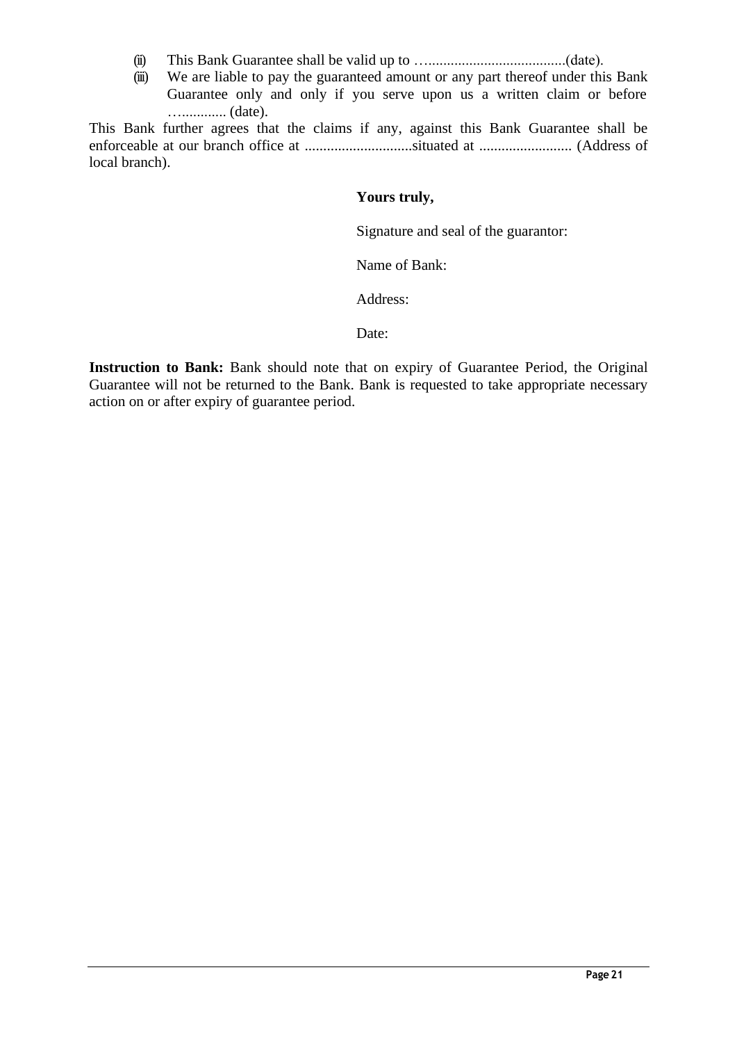(ii) This Bank Guarantee shall be valid up to …....................................(date).

(iii) We are liable to pay the guaranteed amount or any part thereof under this Bank Guarantee only and only if you serve upon us a written claim or before …............ (date).

This Bank further agrees that the claims if any, against this Bank Guarantee shall be enforceable at our branch office at ............................situated at ......................... (Address of local branch).

**Yours truly,**

Signature and seal of the guarantor:

Name of Bank:

Address:

Date:

**Instruction to Bank:** Bank should note that on expiry of Guarantee Period, the Original Guarantee will not be returned to the Bank. Bank is requested to take appropriate necessary action on or after expiry of guarantee period.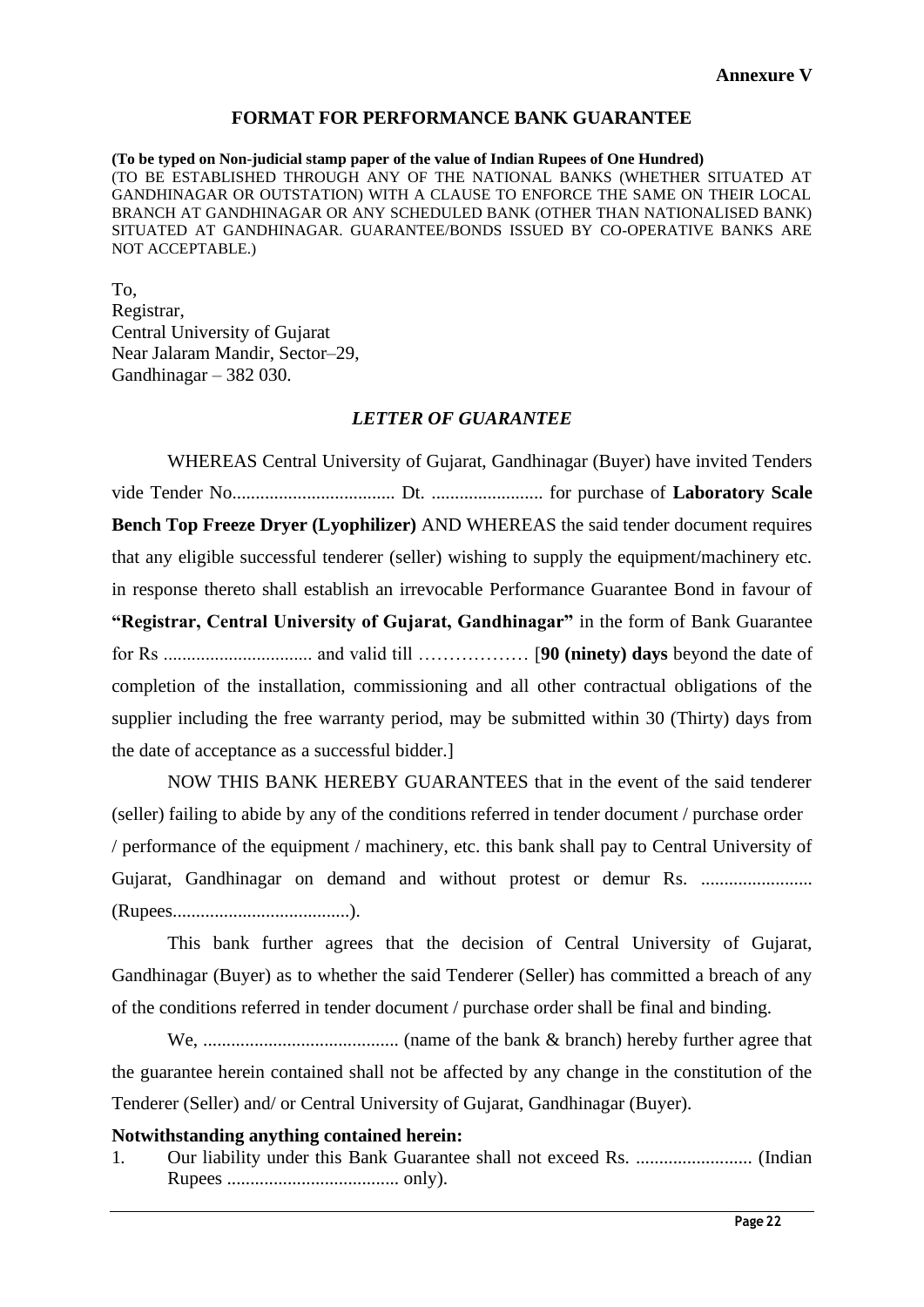**Annexure V**

## FORMAT FOR PERFORMANCE BANK GUARANTEE

**(To be typed on Non-judicial stamp paper of the value of Indian Rupees of One Hundred)**
(TO BE ESTABLISHED THROUGH ANY OF THE NATIONAL BANKS (WHETHER SITUATED AT GANDHINAGAR OR OUTSTATION) WITH A CLAUSE TO ENFORCE THE SAME ON THEIR LOCAL BRANCH AT GANDHINAGAR OR ANY SCHEDULED BANK (OTHER THAN NATIONALISED BANK) SITUATED AT GANDHINAGAR. GUARANTEE/BONDS ISSUED BY CO-OPERATIVE BANKS ARE NOT ACCEPTABLE.)

To,
Registrar,
Central University of Gujarat
Near Jalaram Mandir, Sector–29,
Gandhinagar – 382 030.

### *LETTER OF GUARANTEE*

WHEREAS Central University of Gujarat, Gandhinagar (Buyer) have invited Tenders vide Tender No................................... Dt. ........................ for purchase of **Laboratory Scale Bench Top Freeze Dryer (Lyophilizer)** AND WHEREAS the said tender document requires that any eligible successful tenderer (seller) wishing to supply the equipment/machinery etc. in response thereto shall establish an irrevocable Performance Guarantee Bond in favour of **"Registrar, Central University of Gujarat, Gandhinagar"** in the form of Bank Guarantee for Rs ................................ and valid till ……………… [**90 (ninety) days** beyond the date of completion of the installation, commissioning and all other contractual obligations of the supplier including the free warranty period, may be submitted within 30 (Thirty) days from the date of acceptance as a successful bidder.]

NOW THIS BANK HEREBY GUARANTEES that in the event of the said tenderer (seller) failing to abide by any of the conditions referred in tender document / purchase order / performance of the equipment / machinery, etc. this bank shall pay to Central University of Gujarat, Gandhinagar on demand and without protest or demur Rs. ........................ (Rupees......................................).

This bank further agrees that the decision of Central University of Gujarat, Gandhinagar (Buyer) as to whether the said Tenderer (Seller) has committed a breach of any of the conditions referred in tender document / purchase order shall be final and binding.

We, .......................................... (name of the bank & branch) hereby further agree that the guarantee herein contained shall not be affected by any change in the constitution of the Tenderer (Seller) and/ or Central University of Gujarat, Gandhinagar (Buyer).

**Notwithstanding anything contained herein:**

1. Our liability under this Bank Guarantee shall not exceed Rs. ......................... (Indian Rupees ..................................... only).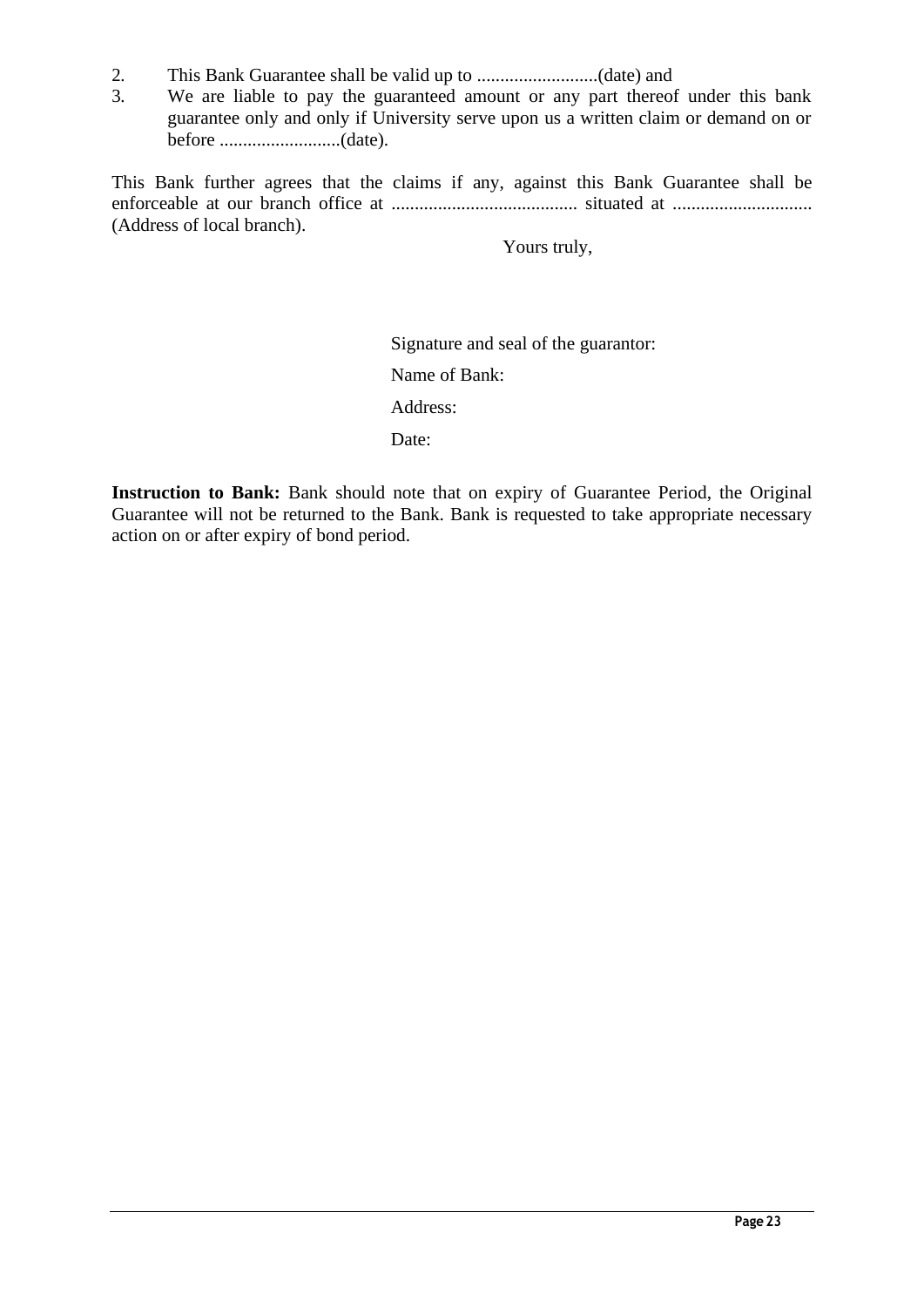2. This Bank Guarantee shall be valid up to ..........................(date) and
3. We are liable to pay the guaranteed amount or any part thereof under this bank guarantee only and only if University serve upon us a written claim or demand on or before ..........................(date).

This Bank further agrees that the claims if any, against this Bank Guarantee shall be enforceable at our branch office at ........................................ situated at .............................. (Address of local branch).

Yours truly,

Signature and seal of the guarantor:

Name of Bank:

Address:

Date:

**Instruction to Bank:** Bank should note that on expiry of Guarantee Period, the Original Guarantee will not be returned to the Bank. Bank is requested to take appropriate necessary action on or after expiry of bond period.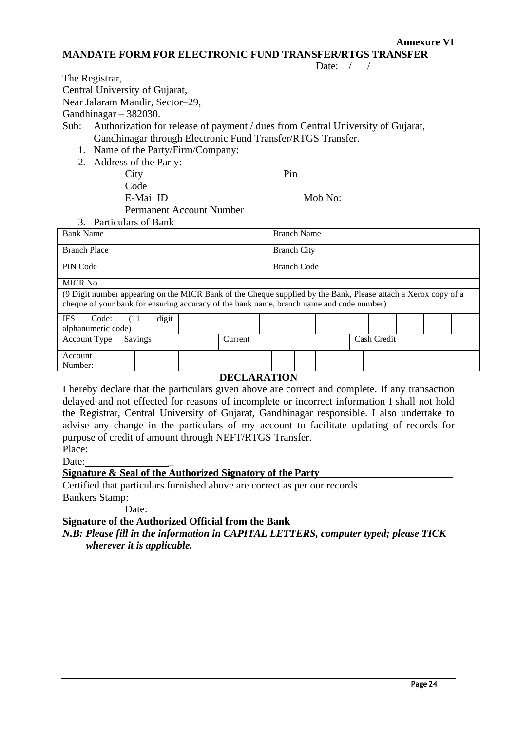**Annexure VI**

**MANDATE FORM FOR ELECTRONIC FUND TRANSFER/RTGS TRANSFER**

Date: / /

The Registrar,
Central University of Gujarat,
Near Jalaram Mandir, Sector–29,
Gandhinagar – 382030.

Sub: Authorization for release of payment / dues from Central University of Gujarat, Gandhinagar through Electronic Fund Transfer/RTGS Transfer.

1. Name of the Party/Firm/Company:
2. Address of the Party:

   City\_\_\_\_\_\_\_\_\_\_\_\_\_\_\_\_\_\_\_\_\_\_\_\_\_\_\_Pin Code\_\_\_\_\_\_\_\_\_\_\_\_\_\_\_\_\_\_\_\_\_\_\_\_

   E-Mail ID\_\_\_\_\_\_\_\_\_\_\_\_\_\_\_\_\_\_\_\_\_\_\_\_\_\_\_Mob No:\_\_\_\_\_\_\_\_\_\_\_\_\_\_\_\_\_\_\_\_

   Permanent Account Number\_\_\_\_\_\_\_\_\_\_\_\_\_\_\_\_\_\_\_\_\_\_\_\_\_\_\_\_\_\_\_\_\_\_\_\_\_\_\_\_

3. Particulars of Bank

| Bank Name | | Branch Name | |
|---|---|---|---|
| Branch Place | | Branch City | |
| PIN Code | | Branch Code | |
| MICR No | | | |
| (9 Digit number appearing on the MICR Bank of the Cheque supplied by the Bank, Please attach a Xerox copy of a cheque of your bank for ensuring accuracy of the bank name, branch name and code number) | | | |

| IFS Code: (11 digit alphanumeric code) | | | | | | | | | | | | |
|---|---|---|---|---|---|---|---|---|---|---|---|---|

| Account Type | Savings | Current | Cash Credit |
|---|---|---|---|

| Account Number: | | | | | | | | | | | | | | | | |
|---|---|---|---|---|---|---|---|---|---|---|---|---|---|---|---|---|

**DECLARATION**

I hereby declare that the particulars given above are correct and complete. If any transaction delayed and not effected for reasons of incomplete or incorrect information I shall not hold the Registrar, Central University of Gujarat, Gandhinagar responsible. I also undertake to advise any change in the particulars of my account to facilitate updating of records for purpose of credit of amount through NEFT/RTGS Transfer.

Place:\_\_\_\_\_\_\_\_\_\_\_\_\_\_\_\_\_

Date:\_\_\_\_\_\_\_\_\_\_\_\_\_\_\_\_\_

**Signature & Seal of the Authorized Signatory of the Party\_\_\_\_\_\_\_\_\_\_\_\_\_\_\_\_\_\_\_\_\_\_\_\_**

Certified that particulars furnished above are correct as per our records

Bankers Stamp:

Date:\_\_\_\_\_\_\_\_\_\_\_\_\_\_\_

**Signature of the Authorized Official from the Bank**

***N.B: Please fill in the information in CAPITAL LETTERS, computer typed; please TICK wherever it is applicable.***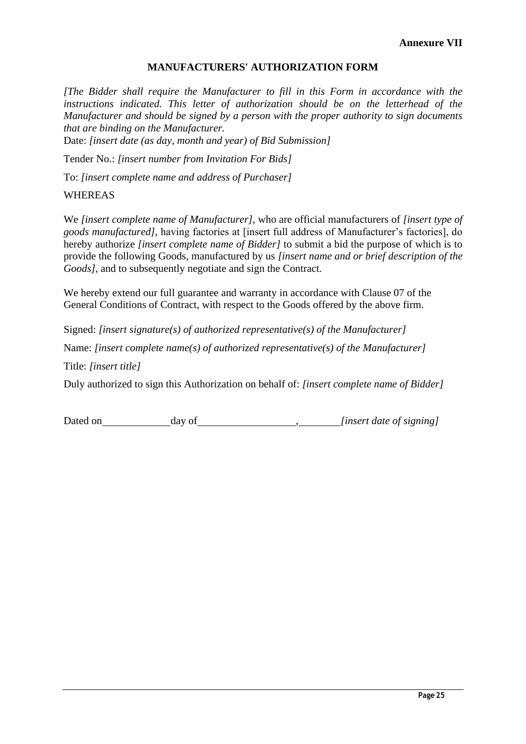**Annexure VII**

## MANUFACTURERS' AUTHORIZATION FORM

*[The Bidder shall require the Manufacturer to fill in this Form in accordance with the instructions indicated. This letter of authorization should be on the letterhead of the Manufacturer and should be signed by a person with the proper authority to sign documents that are binding on the Manufacturer.*

Date: *[insert date (as day, month and year) of Bid Submission]*

Tender No.: *[insert number from Invitation For Bids]*

To: *[insert complete name and address of Purchaser]*

WHEREAS

We *[insert complete name of Manufacturer]*, who are official manufacturers of *[insert type of goods manufactured]*, having factories at [insert full address of Manufacturer's factories], do hereby authorize *[insert complete name of Bidder]* to submit a bid the purpose of which is to provide the following Goods, manufactured by us *[insert name and or brief description of the Goods]*, and to subsequently negotiate and sign the Contract.

We hereby extend our full guarantee and warranty in accordance with Clause 07 of the General Conditions of Contract, with respect to the Goods offered by the above firm.

Signed: *[insert signature(s) of authorized representative(s) of the Manufacturer]*

Name: *[insert complete name(s) of authorized representative(s) of the Manufacturer]*

Title: *[insert title]*

Duly authorized to sign this Authorization on behalf of: *[insert complete name of Bidder]*

Dated on \_\_\_\_\_\_\_\_\_\_\_\_ day of \_\_\_\_\_\_\_\_\_\_\_\_\_\_\_\_\_\_, \_\_\_\_\_\_\_\_ *[insert date of signing]*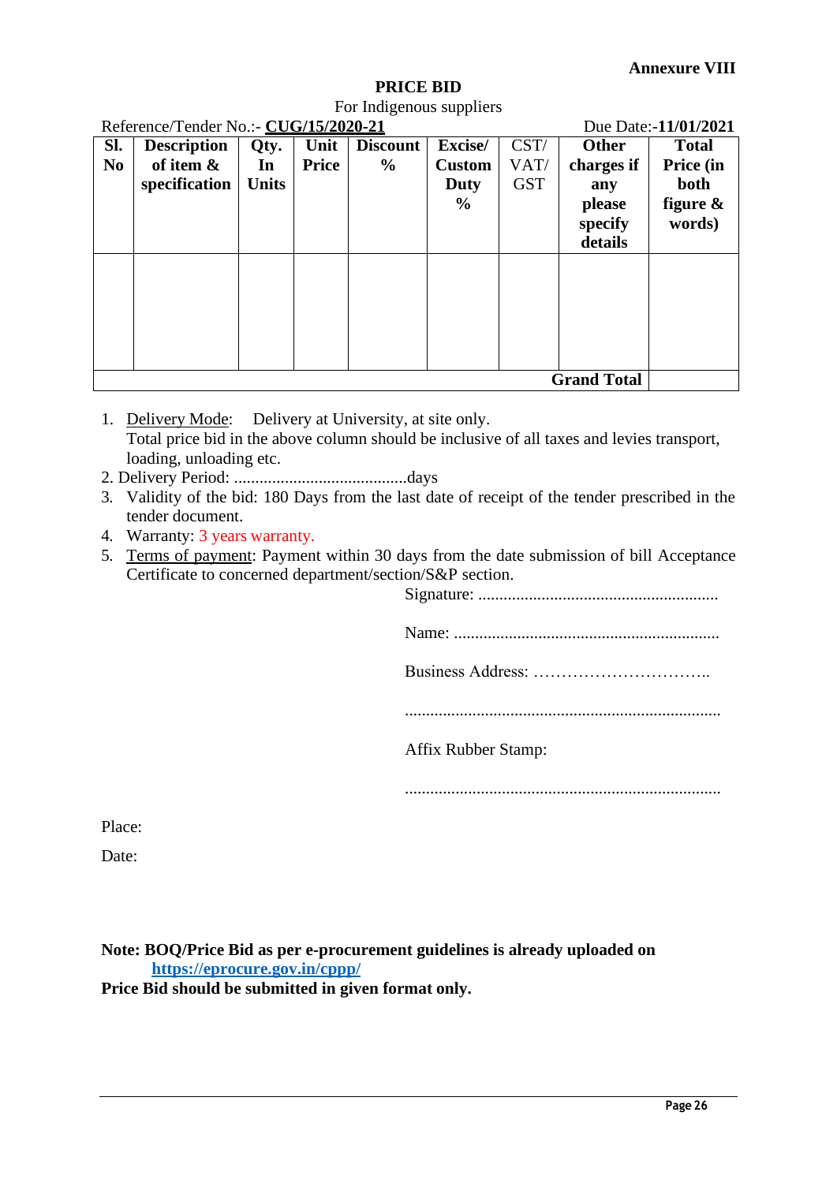**Annexure VIII**

# PRICE BID

For Indigenous suppliers

Reference/Tender No.:- **CUG/15/2020-21** Due Date:-**11/01/2021**

| **Sl. No** | **Description of item & specification** | **Qty. In Units** | **Unit Price** | **Discount %** | **Excise/ Custom Duty %** | CST/ VAT/ GST | **Other charges if any please specify details** | **Total Price (in both figure & words)** |
|---|---|---|---|---|---|---|---|---|
| | | | | | | | | |
| | | | | | | | **Grand Total** | |

1. Delivery Mode: Delivery at University, at site only.
   Total price bid in the above column should be inclusive of all taxes and levies transport, loading, unloading etc.
2. Delivery Period: .........................................days
3. Validity of the bid: 180 Days from the last date of receipt of the tender prescribed in the tender document.
4. Warranty: 3 years warranty.
5. Terms of payment: Payment within 30 days from the date submission of bill Acceptance Certificate to concerned department/section/S&P section.

Signature: .........................................................

Name: ...............................................................

Business Address: …………………………..

..........................................................................

Affix Rubber Stamp:

..........................................................................

Place:

Date:

**Note: BOQ/Price Bid as per e-procurement guidelines is already uploaded on https://eprocure.gov.in/cppp/**

**Price Bid should be submitted in given format only.**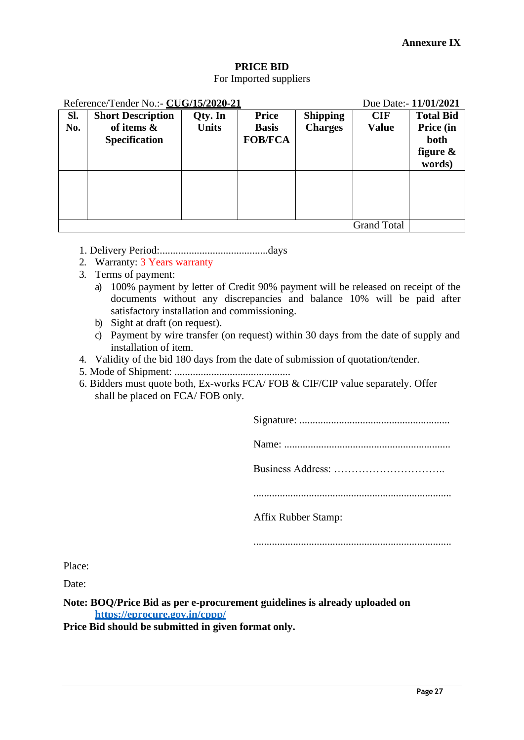**Annexure IX**

**PRICE BID**

For Imported suppliers

Reference/Tender No.:- **CUG/15/2020-21** Due Date:- **11/01/2021**

| **Sl. No.** | **Short Description of items & Specification** | **Qty. In Units** | **Price Basis FOB/FCA** | **Shipping Charges** | **CIF Value** | **Total Bid Price (in both figure & words)** |
|---|---|---|---|---|---|---|
| | | | | | | |
| | | | | | Grand Total | |

1. Delivery Period:.........................................days
2. Warranty: 3 Years warranty
3. Terms of payment:
   a) 100% payment by letter of Credit 90% payment will be released on receipt of the documents without any discrepancies and balance 10% will be paid after satisfactory installation and commissioning.
   b) Sight at draft (on request).
   c) Payment by wire transfer (on request) within 30 days from the date of supply and installation of item.
4. Validity of the bid 180 days from the date of submission of quotation/tender.
5. Mode of Shipment: ...........................................
6. Bidders must quote both, Ex-works FCA/ FOB & CIF/CIP value separately. Offer shall be placed on FCA/ FOB only.

Signature: ........................................................

Name: ..............................................................

Business Address: …………………………..

..........................................................................

Affix Rubber Stamp:

..........................................................................

Place:

Date:

**Note: BOQ/Price Bid as per e-procurement guidelines is already uploaded on [https://eprocure.gov.in/cppp/](https://eprocure.gov.in/cppp/)**

**Price Bid should be submitted in given format only.**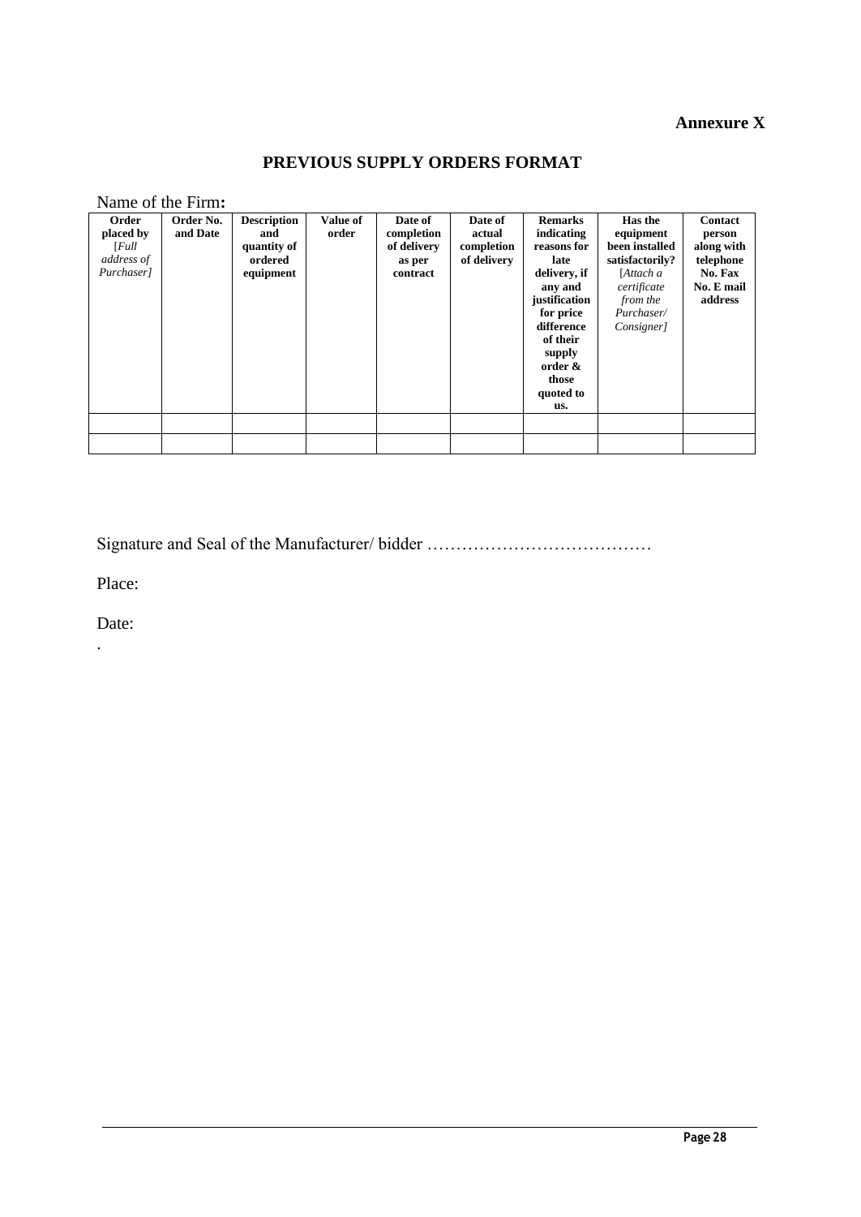**Annexure X**

## PREVIOUS SUPPLY ORDERS FORMAT

Name of the Firm**:**

| **Order placed by** *[Full address of Purchaser]* | **Order No. and Date** | **Description and quantity of ordered equipment** | **Value of order** | **Date of completion of delivery as per contract** | **Date of actual completion of delivery** | **Remarks indicating reasons for late delivery, if any and justification for price difference of their supply order & those quoted to us.** | **Has the equipment been installed satisfactorily?** *[Attach a certificate from the Purchaser/ Consigner]* | **Contact person along with telephone No. Fax No. E mail address** |
|---|---|---|---|---|---|---|---|---|
| | | | | | | | | |
| | | | | | | | | |

Signature and Seal of the Manufacturer/ bidder …………………………………

Place:

Date:

.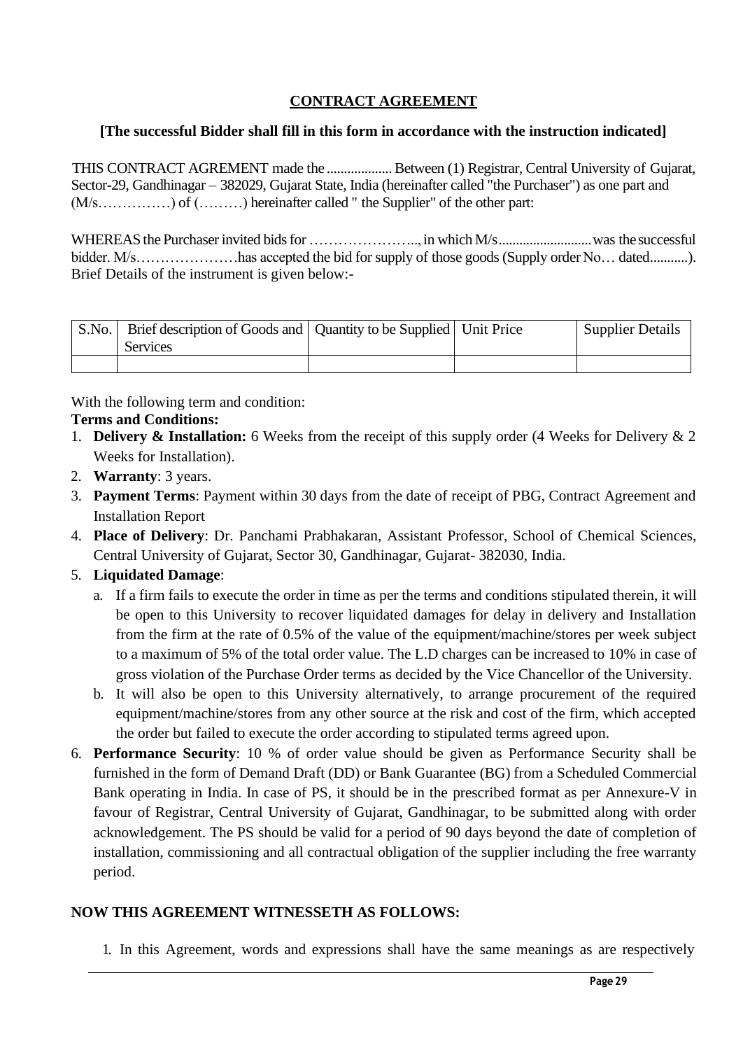## CONTRACT AGREEMENT

**[The successful Bidder shall fill in this form in accordance with the instruction indicated]**

THIS CONTRACT AGREMENT made the .................. Between (1) Registrar, Central University of Gujarat, Sector-29, Gandhinagar – 382029, Gujarat State, India (hereinafter called "the Purchaser") as one part and (M/s……………) of (………) hereinafter called " the Supplier" of the other part:

WHEREAS the Purchaser invited bids for ………………….., in which M/s...........................was the successful bidder. M/s…………………has accepted the bid for supply of those goods (Supply order No… dated...........). Brief Details of the instrument is given below:-

| S.No. | Brief description of Goods and Services | Quantity to be Supplied | Unit Price | Supplier Details |
|---|---|---|---|---|
| | | | | |

With the following term and condition:

**Terms and Conditions:**

1. **Delivery & Installation:** 6 Weeks from the receipt of this supply order (4 Weeks for Delivery & 2 Weeks for Installation).
2. **Warranty**: 3 years.
3. **Payment Terms**: Payment within 30 days from the date of receipt of PBG, Contract Agreement and Installation Report
4. **Place of Delivery**: Dr. Panchami Prabhakaran, Assistant Professor, School of Chemical Sciences, Central University of Gujarat, Sector 30, Gandhinagar, Gujarat- 382030, India.
5. **Liquidated Damage**:
   a. If a firm fails to execute the order in time as per the terms and conditions stipulated therein, it will be open to this University to recover liquidated damages for delay in delivery and Installation from the firm at the rate of 0.5% of the value of the equipment/machine/stores per week subject to a maximum of 5% of the total order value. The L.D charges can be increased to 10% in case of gross violation of the Purchase Order terms as decided by the Vice Chancellor of the University.
   b. It will also be open to this University alternatively, to arrange procurement of the required equipment/machine/stores from any other source at the risk and cost of the firm, which accepted the order but failed to execute the order according to stipulated terms agreed upon.
6. **Performance Security**: 10 % of order value should be given as Performance Security shall be furnished in the form of Demand Draft (DD) or Bank Guarantee (BG) from a Scheduled Commercial Bank operating in India. In case of PS, it should be in the prescribed format as per Annexure-V in favour of Registrar, Central University of Gujarat, Gandhinagar, to be submitted along with order acknowledgement. The PS should be valid for a period of 90 days beyond the date of completion of installation, commissioning and all contractual obligation of the supplier including the free warranty period.

**NOW THIS AGREEMENT WITNESSETH AS FOLLOWS:**

1. In this Agreement, words and expressions shall have the same meanings as are respectively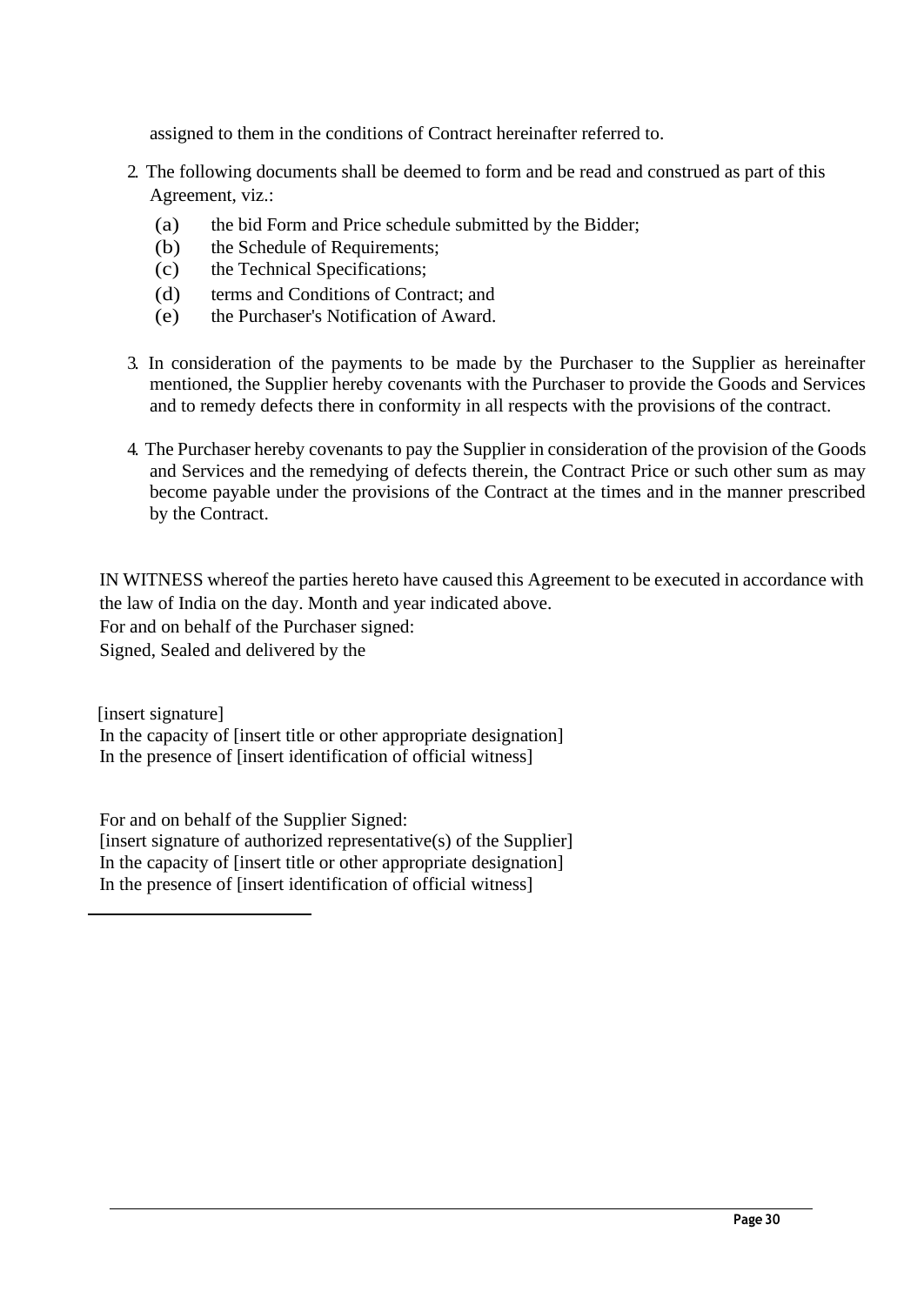assigned to them in the conditions of Contract hereinafter referred to.

2. The following documents shall be deemed to form and be read and construed as part of this Agreement, viz.:

   (a) the bid Form and Price schedule submitted by the Bidder;
   (b) the Schedule of Requirements;
   (c) the Technical Specifications;
   (d) terms and Conditions of Contract; and
   (e) the Purchaser's Notification of Award.

3. In consideration of the payments to be made by the Purchaser to the Supplier as hereinafter mentioned, the Supplier hereby covenants with the Purchaser to provide the Goods and Services and to remedy defects there in conformity in all respects with the provisions of the contract.

4. The Purchaser hereby covenants to pay the Supplier in consideration of the provision of the Goods and Services and the remedying of defects therein, the Contract Price or such other sum as may become payable under the provisions of the Contract at the times and in the manner prescribed by the Contract.

IN WITNESS whereof the parties hereto have caused this Agreement to be executed in accordance with the law of India on the day. Month and year indicated above.
For and on behalf of the Purchaser signed:
Signed, Sealed and delivered by the

[insert signature]
In the capacity of [insert title or other appropriate designation]
In the presence of [insert identification of official witness]

For and on behalf of the Supplier Signed:
[insert signature of authorized representative(s) of the Supplier]
In the capacity of [insert title or other appropriate designation]
In the presence of [insert identification of official witness]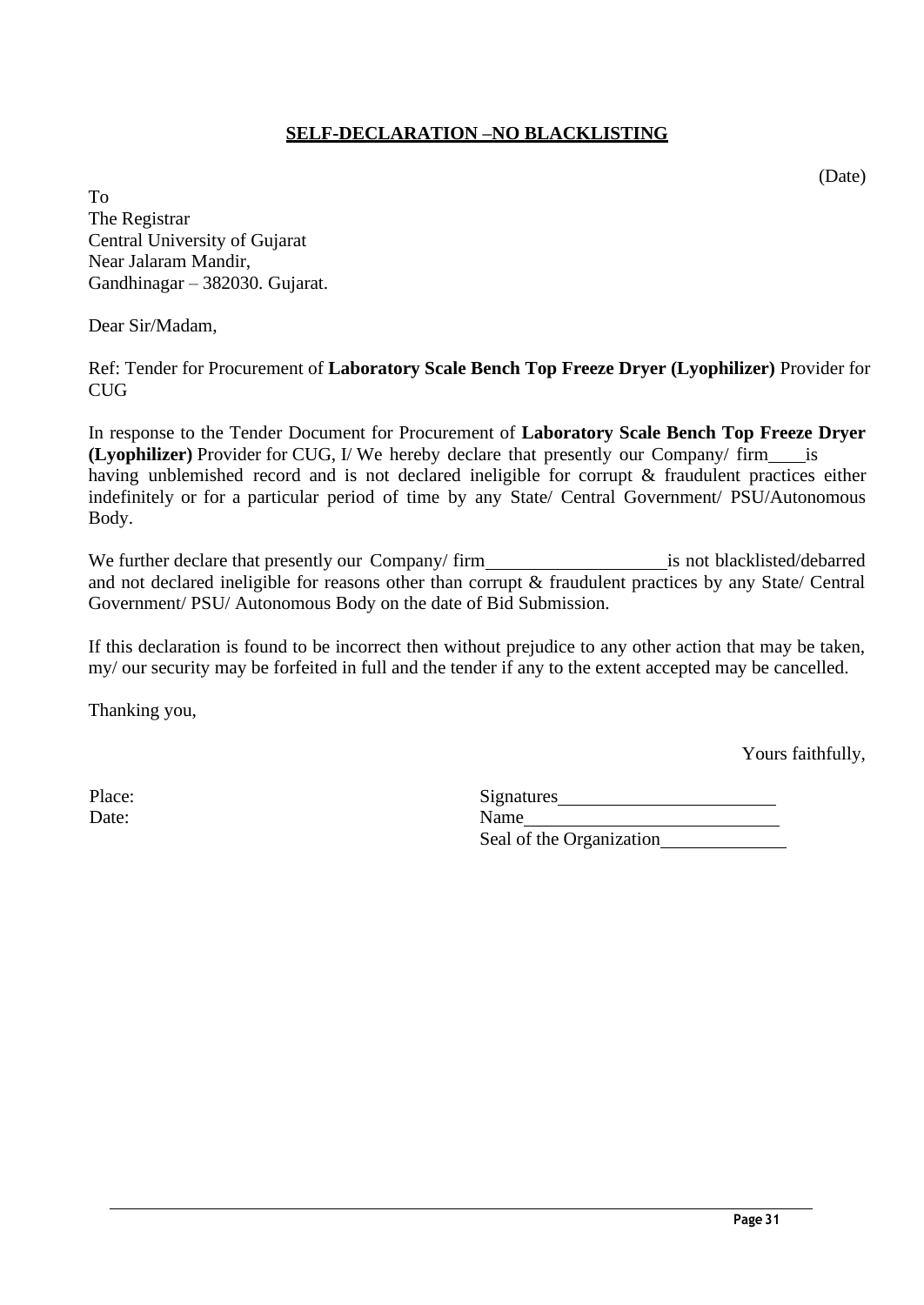## SELF-DECLARATION –NO BLACKLISTING

(Date)

To
The Registrar
Central University of Gujarat
Near Jalaram Mandir,
Gandhinagar – 382030. Gujarat.

Dear Sir/Madam,

Ref: Tender for Procurement of **Laboratory Scale Bench Top Freeze Dryer (Lyophilizer)** Provider for CUG

In response to the Tender Document for Procurement of **Laboratory Scale Bench Top Freeze Dryer (Lyophilizer)** Provider for CUG, I/ We hereby declare that presently our Company/ firm____is having unblemished record and is not declared ineligible for corrupt & fraudulent practices either indefinitely or for a particular period of time by any State/ Central Government/ PSU/Autonomous Body.

We further declare that presently our Company/ firm____________________is not blacklisted/debarred and not declared ineligible for reasons other than corrupt & fraudulent practices by any State/ Central Government/ PSU/ Autonomous Body on the date of Bid Submission.

If this declaration is found to be incorrect then without prejudice to any other action that may be taken, my/ our security may be forfeited in full and the tender if any to the extent accepted may be cancelled.

Thanking you,

Yours faithfully,

Place: Signatures________________________
Date: Name___________________________
Seal of the Organization_____________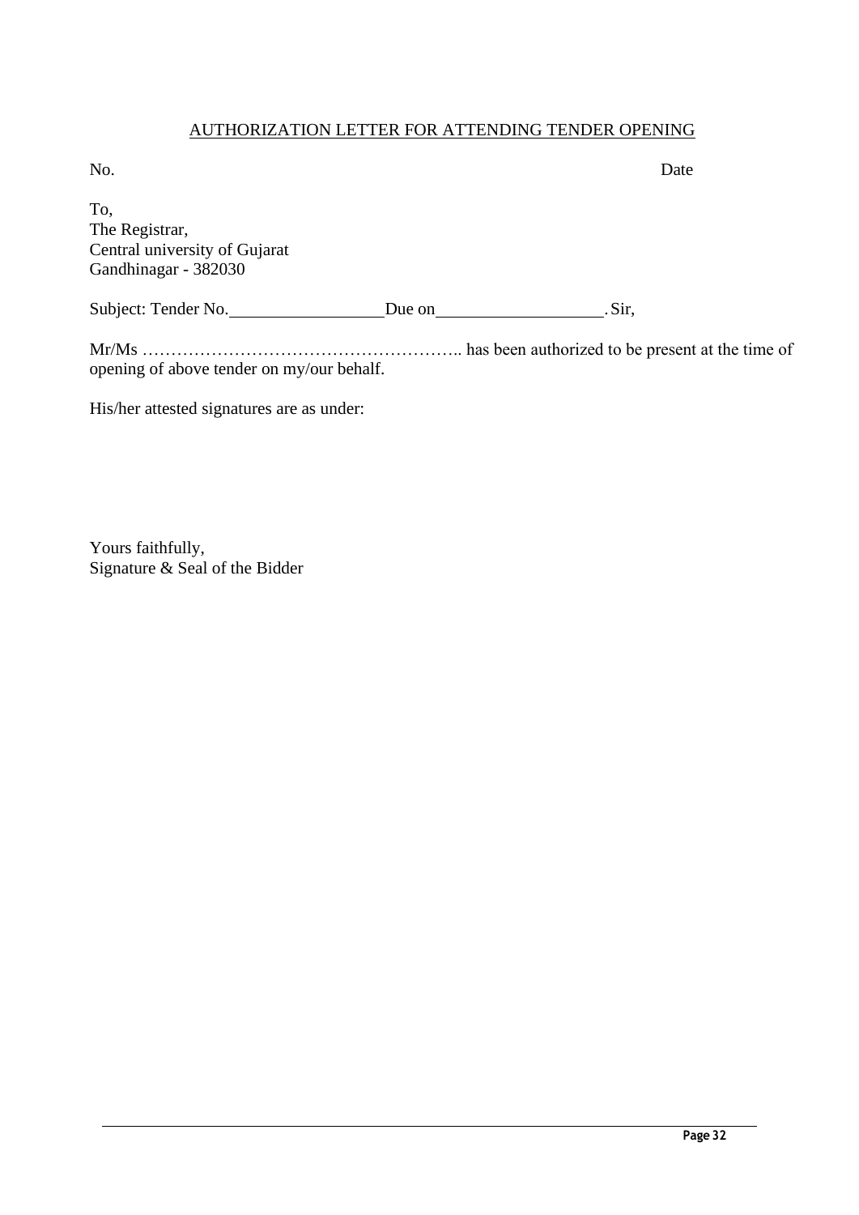<u>AUTHORIZATION LETTER FOR ATTENDING TENDER OPENING</u>

No. Date

To,
The Registrar,
Central university of Gujarat
Gandhinagar - 382030

Subject: Tender No.\_\_\_\_\_\_\_\_\_\_\_\_\_\_\_\_\_\_Due on\_\_\_\_\_\_\_\_\_\_\_\_\_\_\_\_\_\_\_\_. Sir,

Mr/Ms ……………………………………………….. has been authorized to be present at the time of opening of above tender on my/our behalf.

His/her attested signatures are as under:

Yours faithfully,
Signature & Seal of the Bidder